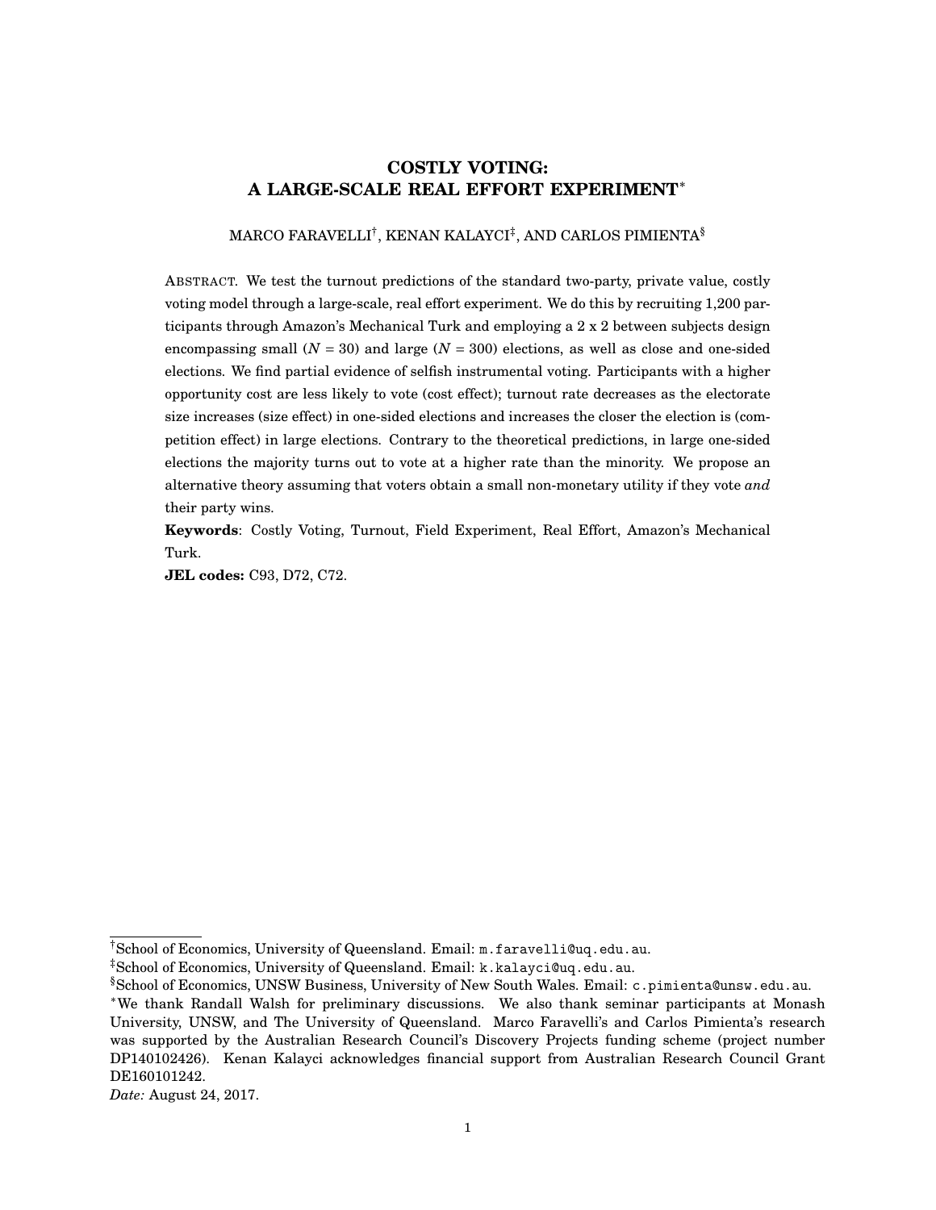# COSTLY VOTING: A LARGE-SCALE REAL EFFORT EXPERIMENT[*]

MARCO FARAVELLI[†], KENAN KALAYCI[‡], AND CARLOS PIMIENTA[§]

ABSTRACT. We test the turnout predictions of the standard two-party, private value, costly voting model through a large-scale, real effort experiment. We do this by recruiting 1,200 participants through Amazon's Mechanical Turk and employing a 2 x 2 between subjects design encompassing small ($N$ = 30) and large ($N$ = 300) elections, as well as close and one-sided elections. We find partial evidence of selfish instrumental voting. Participants with a higher opportunity cost are less likely to vote (cost effect); turnout rate decreases as the electorate size increases (size effect) in one-sided elections and increases the closer the election is (competition effect) in large elections. Contrary to the theoretical predictions, in large one-sided elections the majority turns out to vote at a higher rate than the minority. We propose an alternative theory assuming that voters obtain a small non-monetary utility if they vote *and* their party wins.

**Keywords**: Costly Voting, Turnout, Field Experiment, Real Effort, Amazon's Mechanical Turk.

**JEL codes:** C93, D72, C72.

---

[†]School of Economics, University of Queensland. Email: m.faravelli@uq.edu.au.

[‡]School of Economics, University of Queensland. Email: k.kalayci@uq.edu.au.

[§]School of Economics, UNSW Business, University of New South Wales. Email: c.pimienta@unsw.edu.au.

[*]We thank Randall Walsh for preliminary discussions. We also thank seminar participants at Monash University, UNSW, and The University of Queensland. Marco Faravelli's and Carlos Pimienta's research was supported by the Australian Research Council's Discovery Projects funding scheme (project number DP140102426). Kenan Kalayci acknowledges financial support from Australian Research Council Grant DE160101242.

*Date:* August 24, 2017.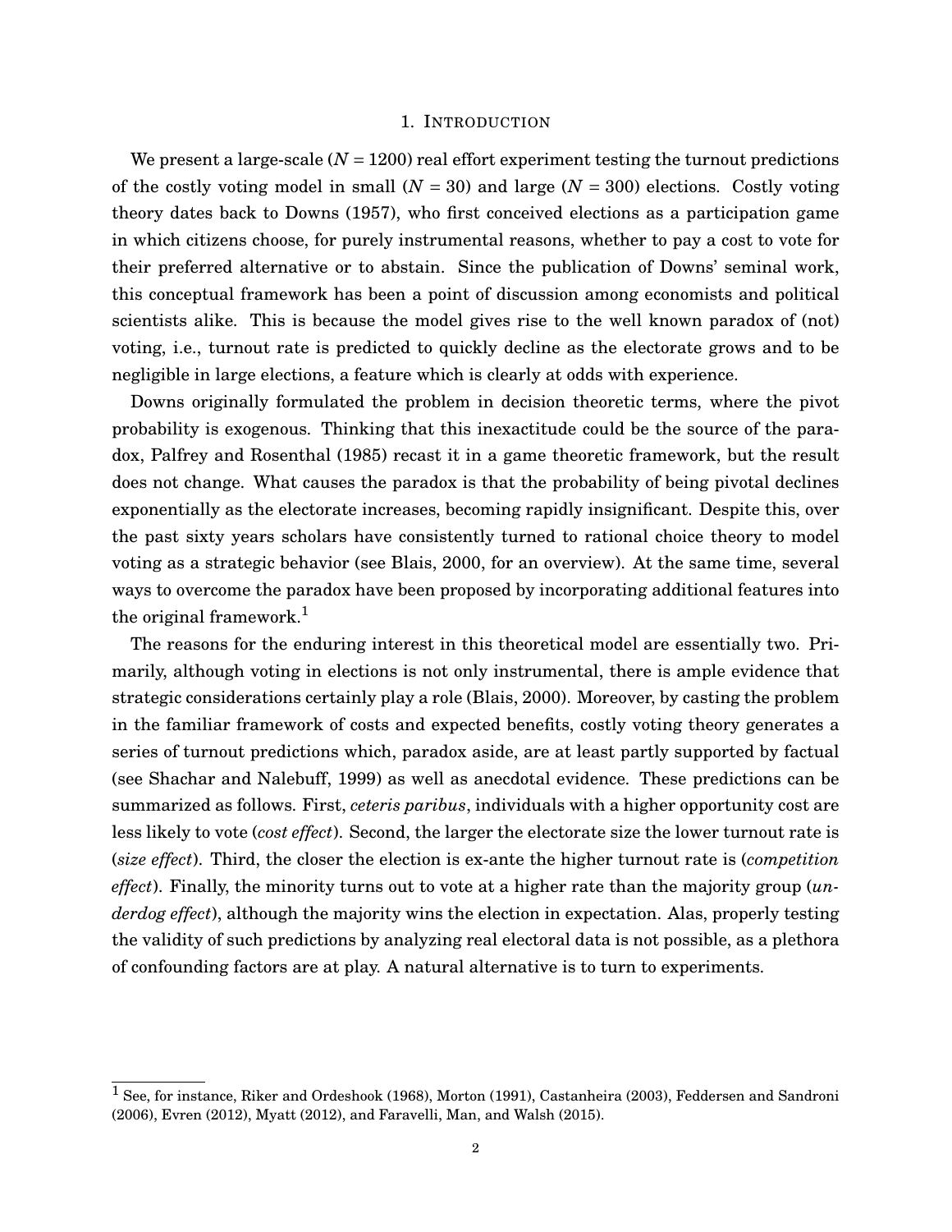# 1. Introduction

We present a large-scale ($N = 1200$) real effort experiment testing the turnout predictions of the costly voting model in small ($N = 30$) and large ($N = 300$) elections. Costly voting theory dates back to Downs (1957), who first conceived elections as a participation game in which citizens choose, for purely instrumental reasons, whether to pay a cost to vote for their preferred alternative or to abstain. Since the publication of Downs' seminal work, this conceptual framework has been a point of discussion among economists and political scientists alike. This is because the model gives rise to the well known paradox of (not) voting, i.e., turnout rate is predicted to quickly decline as the electorate grows and to be negligible in large elections, a feature which is clearly at odds with experience.

Downs originally formulated the problem in decision theoretic terms, where the pivot probability is exogenous. Thinking that this inexactitude could be the source of the paradox, Palfrey and Rosenthal (1985) recast it in a game theoretic framework, but the result does not change. What causes the paradox is that the probability of being pivotal declines exponentially as the electorate increases, becoming rapidly insignificant. Despite this, over the past sixty years scholars have consistently turned to rational choice theory to model voting as a strategic behavior (see Blais, 2000, for an overview). At the same time, several ways to overcome the paradox have been proposed by incorporating additional features into the original framework.[1]

The reasons for the enduring interest in this theoretical model are essentially two. Primarily, although voting in elections is not only instrumental, there is ample evidence that strategic considerations certainly play a role (Blais, 2000). Moreover, by casting the problem in the familiar framework of costs and expected benefits, costly voting theory generates a series of turnout predictions which, paradox aside, are at least partly supported by factual (see Shachar and Nalebuff, 1999) as well as anecdotal evidence. These predictions can be summarized as follows. First, *ceteris paribus*, individuals with a higher opportunity cost are less likely to vote (*cost effect*). Second, the larger the electorate size the lower turnout rate is (*size effect*). Third, the closer the election is ex-ante the higher turnout rate is (*competition effect*). Finally, the minority turns out to vote at a higher rate than the majority group (*underdog effect*), although the majority wins the election in expectation. Alas, properly testing the validity of such predictions by analyzing real electoral data is not possible, as a plethora of confounding factors are at play. A natural alternative is to turn to experiments.

[1] See, for instance, Riker and Ordeshook (1968), Morton (1991), Castanheira (2003), Feddersen and Sandroni (2006), Evren (2012), Myatt (2012), and Faravelli, Man, and Walsh (2015).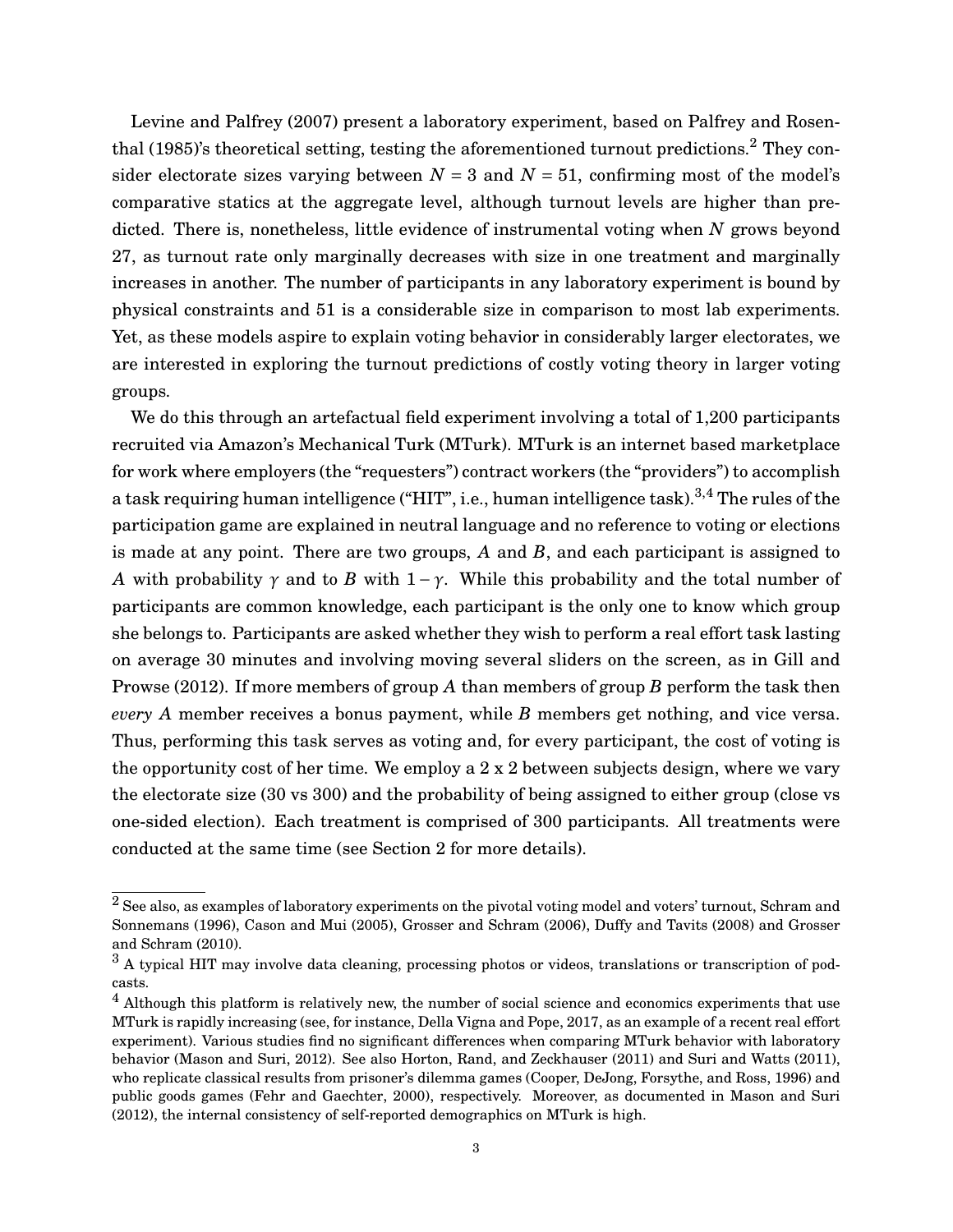Levine and Palfrey (2007) present a laboratory experiment, based on Palfrey and Rosenthal (1985)'s theoretical setting, testing the aforementioned turnout predictions.[2] They consider electorate sizes varying between $N = 3$ and $N = 51$, confirming most of the model's comparative statics at the aggregate level, although turnout levels are higher than predicted. There is, nonetheless, little evidence of instrumental voting when $N$ grows beyond 27, as turnout rate only marginally decreases with size in one treatment and marginally increases in another. The number of participants in any laboratory experiment is bound by physical constraints and 51 is a considerable size in comparison to most lab experiments. Yet, as these models aspire to explain voting behavior in considerably larger electorates, we are interested in exploring the turnout predictions of costly voting theory in larger voting groups.

We do this through an artefactual field experiment involving a total of 1,200 participants recruited via Amazon's Mechanical Turk (MTurk). MTurk is an internet based marketplace for work where employers (the "requesters") contract workers (the "providers") to accomplish a task requiring human intelligence ("HIT", i.e., human intelligence task).[3,4] The rules of the participation game are explained in neutral language and no reference to voting or elections is made at any point. There are two groups, $A$ and $B$, and each participant is assigned to $A$ with probability $\gamma$ and to $B$ with $1-\gamma$. While this probability and the total number of participants are common knowledge, each participant is the only one to know which group she belongs to. Participants are asked whether they wish to perform a real effort task lasting on average 30 minutes and involving moving several sliders on the screen, as in Gill and Prowse (2012). If more members of group $A$ than members of group $B$ perform the task then *every* $A$ member receives a bonus payment, while $B$ members get nothing, and vice versa. Thus, performing this task serves as voting and, for every participant, the cost of voting is the opportunity cost of her time. We employ a 2 x 2 between subjects design, where we vary the electorate size (30 vs 300) and the probability of being assigned to either group (close vs one-sided election). Each treatment is comprised of 300 participants. All treatments were conducted at the same time (see Section 2 for more details).

---

[2] See also, as examples of laboratory experiments on the pivotal voting model and voters' turnout, Schram and Sonnemans (1996), Cason and Mui (2005), Grosser and Schram (2006), Duffy and Tavits (2008) and Grosser and Schram (2010).

[3] A typical HIT may involve data cleaning, processing photos or videos, translations or transcription of podcasts.

[4] Although this platform is relatively new, the number of social science and economics experiments that use MTurk is rapidly increasing (see, for instance, Della Vigna and Pope, 2017, as an example of a recent real effort experiment). Various studies find no significant differences when comparing MTurk behavior with laboratory behavior (Mason and Suri, 2012). See also Horton, Rand, and Zeckhauser (2011) and Suri and Watts (2011), who replicate classical results from prisoner's dilemma games (Cooper, DeJong, Forsythe, and Ross, 1996) and public goods games (Fehr and Gaechter, 2000), respectively. Moreover, as documented in Mason and Suri (2012), the internal consistency of self-reported demographics on MTurk is high.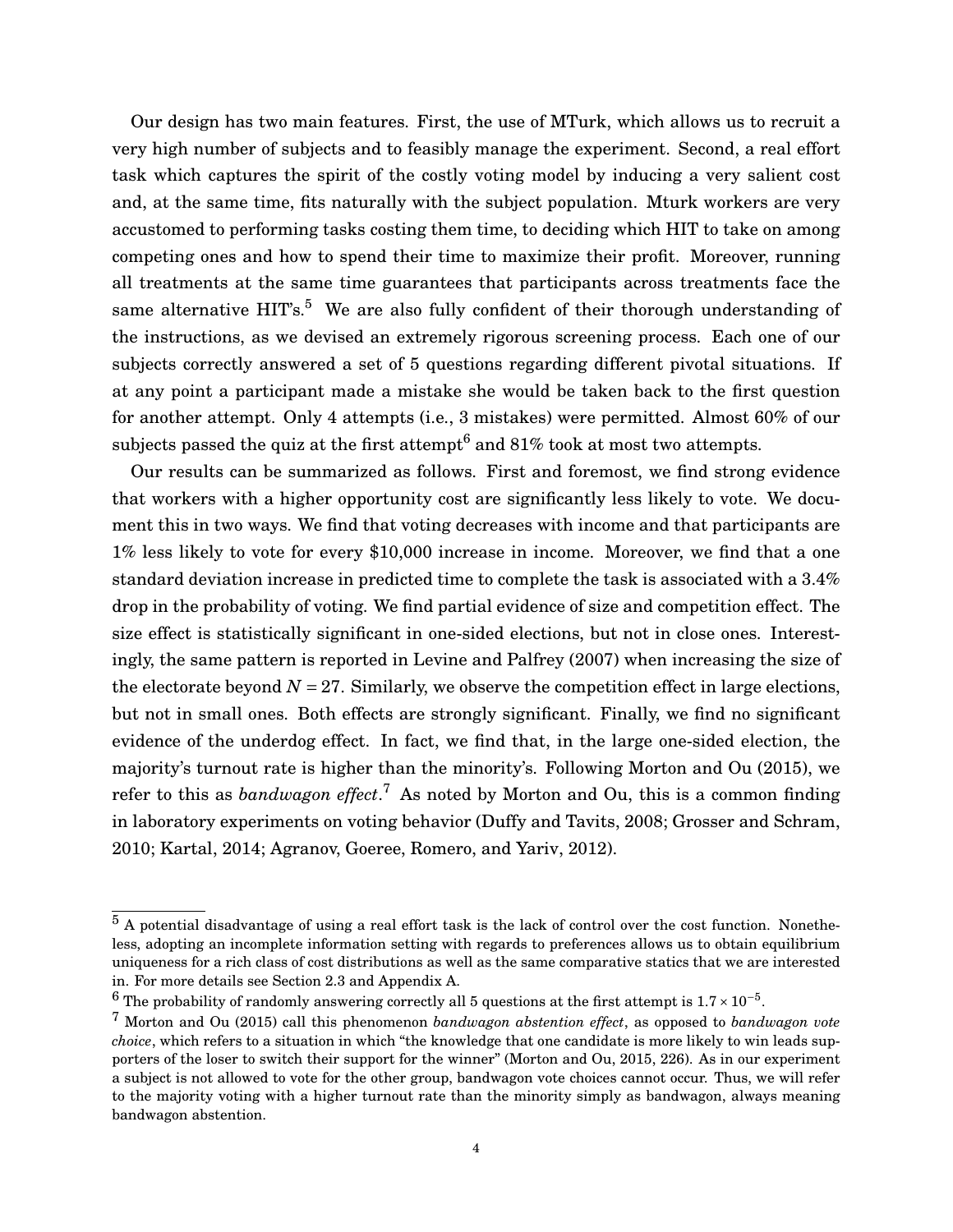Our design has two main features. First, the use of MTurk, which allows us to recruit a very high number of subjects and to feasibly manage the experiment. Second, a real effort task which captures the spirit of the costly voting model by inducing a very salient cost and, at the same time, fits naturally with the subject population. Mturk workers are very accustomed to performing tasks costing them time, to deciding which HIT to take on among competing ones and how to spend their time to maximize their profit. Moreover, running all treatments at the same time guarantees that participants across treatments face the same alternative HIT's.[5] We are also fully confident of their thorough understanding of the instructions, as we devised an extremely rigorous screening process. Each one of our subjects correctly answered a set of 5 questions regarding different pivotal situations. If at any point a participant made a mistake she would be taken back to the first question for another attempt. Only 4 attempts (i.e., 3 mistakes) were permitted. Almost 60% of our subjects passed the quiz at the first attempt[6] and 81% took at most two attempts.

Our results can be summarized as follows. First and foremost, we find strong evidence that workers with a higher opportunity cost are significantly less likely to vote. We document this in two ways. We find that voting decreases with income and that participants are 1% less likely to vote for every $10,000 increase in income. Moreover, we find that a one standard deviation increase in predicted time to complete the task is associated with a 3.4% drop in the probability of voting. We find partial evidence of size and competition effect. The size effect is statistically significant in one-sided elections, but not in close ones. Interestingly, the same pattern is reported in Levine and Palfrey (2007) when increasing the size of the electorate beyond $N = 27$. Similarly, we observe the competition effect in large elections, but not in small ones. Both effects are strongly significant. Finally, we find no significant evidence of the underdog effect. In fact, we find that, in the large one-sided election, the majority's turnout rate is higher than the minority's. Following Morton and Ou (2015), we refer to this as *bandwagon effect*.[7] As noted by Morton and Ou, this is a common finding in laboratory experiments on voting behavior (Duffy and Tavits, 2008; Grosser and Schram, 2010; Kartal, 2014; Agranov, Goeree, Romero, and Yariv, 2012).

[5] A potential disadvantage of using a real effort task is the lack of control over the cost function. Nonetheless, adopting an incomplete information setting with regards to preferences allows us to obtain equilibrium uniqueness for a rich class of cost distributions as well as the same comparative statics that we are interested in. For more details see Section 2.3 and Appendix A.

[6] The probability of randomly answering correctly all 5 questions at the first attempt is $1.7 \times 10^{-5}$.

[7] Morton and Ou (2015) call this phenomenon *bandwagon abstention effect*, as opposed to *bandwagon vote choice*, which refers to a situation in which "the knowledge that one candidate is more likely to win leads supporters of the loser to switch their support for the winner" (Morton and Ou, 2015, 226). As in our experiment a subject is not allowed to vote for the other group, bandwagon vote choices cannot occur. Thus, we will refer to the majority voting with a higher turnout rate than the minority simply as bandwagon, always meaning bandwagon abstention.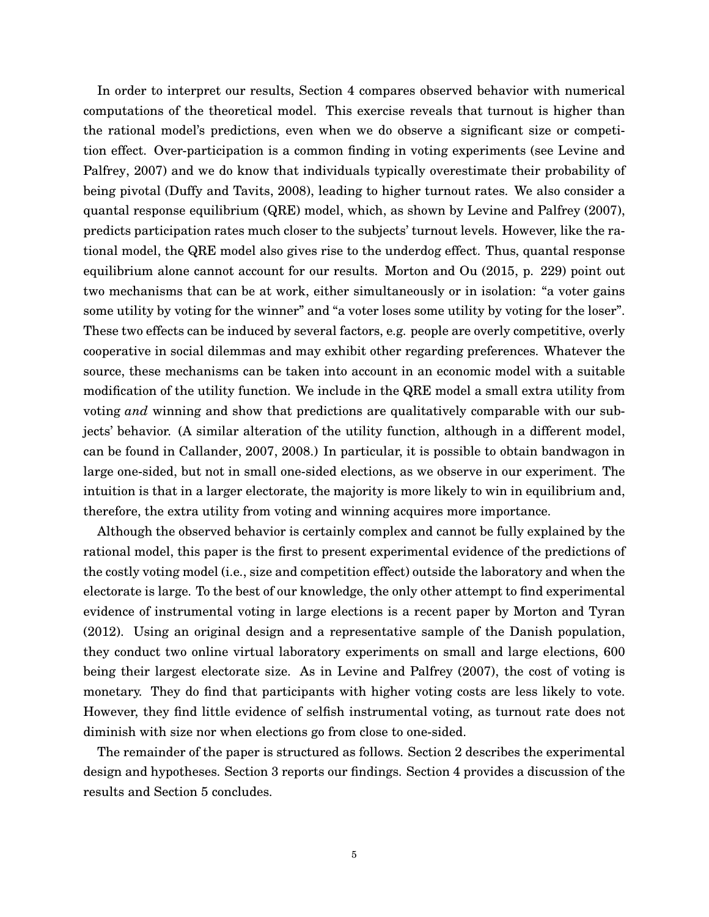In order to interpret our results, Section 4 compares observed behavior with numerical computations of the theoretical model. This exercise reveals that turnout is higher than the rational model's predictions, even when we do observe a significant size or competition effect. Over-participation is a common finding in voting experiments (see Levine and Palfrey, 2007) and we do know that individuals typically overestimate their probability of being pivotal (Duffy and Tavits, 2008), leading to higher turnout rates. We also consider a quantal response equilibrium (QRE) model, which, as shown by Levine and Palfrey (2007), predicts participation rates much closer to the subjects' turnout levels. However, like the rational model, the QRE model also gives rise to the underdog effect. Thus, quantal response equilibrium alone cannot account for our results. Morton and Ou (2015, p. 229) point out two mechanisms that can be at work, either simultaneously or in isolation: "a voter gains some utility by voting for the winner" and "a voter loses some utility by voting for the loser". These two effects can be induced by several factors, e.g. people are overly competitive, overly cooperative in social dilemmas and may exhibit other regarding preferences. Whatever the source, these mechanisms can be taken into account in an economic model with a suitable modification of the utility function. We include in the QRE model a small extra utility from voting *and* winning and show that predictions are qualitatively comparable with our subjects' behavior. (A similar alteration of the utility function, although in a different model, can be found in Callander, 2007, 2008.) In particular, it is possible to obtain bandwagon in large one-sided, but not in small one-sided elections, as we observe in our experiment. The intuition is that in a larger electorate, the majority is more likely to win in equilibrium and, therefore, the extra utility from voting and winning acquires more importance.

Although the observed behavior is certainly complex and cannot be fully explained by the rational model, this paper is the first to present experimental evidence of the predictions of the costly voting model (i.e., size and competition effect) outside the laboratory and when the electorate is large. To the best of our knowledge, the only other attempt to find experimental evidence of instrumental voting in large elections is a recent paper by Morton and Tyran (2012). Using an original design and a representative sample of the Danish population, they conduct two online virtual laboratory experiments on small and large elections, 600 being their largest electorate size. As in Levine and Palfrey (2007), the cost of voting is monetary. They do find that participants with higher voting costs are less likely to vote. However, they find little evidence of selfish instrumental voting, as turnout rate does not diminish with size nor when elections go from close to one-sided.

The remainder of the paper is structured as follows. Section 2 describes the experimental design and hypotheses. Section 3 reports our findings. Section 4 provides a discussion of the results and Section 5 concludes.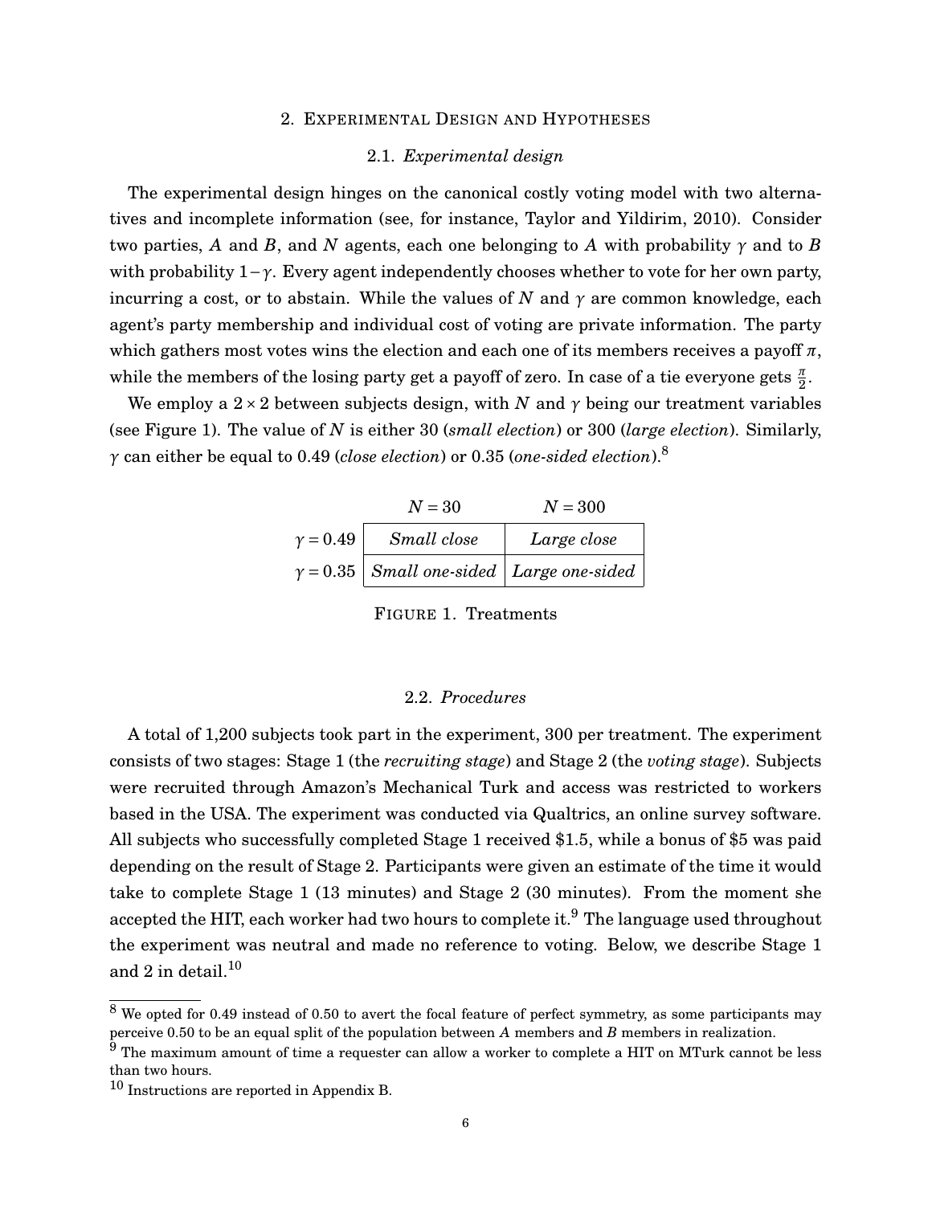## 2. Experimental Design and Hypotheses

### 2.1. *Experimental design*

The experimental design hinges on the canonical costly voting model with two alternatives and incomplete information (see, for instance, Taylor and Yildirim, 2010). Consider two parties, $A$ and $B$, and $N$ agents, each one belonging to $A$ with probability $\gamma$ and to $B$ with probability $1-\gamma$. Every agent independently chooses whether to vote for her own party, incurring a cost, or to abstain. While the values of $N$ and $\gamma$ are common knowledge, each agent's party membership and individual cost of voting are private information. The party which gathers most votes wins the election and each one of its members receives a payoff $\pi$, while the members of the losing party get a payoff of zero. In case of a tie everyone gets $\frac{\pi}{2}$.

We employ a $2 \times 2$ between subjects design, with $N$ and $\gamma$ being our treatment variables (see Figure 1). The value of $N$ is either 30 (*small election*) or 300 (*large election*). Similarly, $\gamma$ can either be equal to 0.49 (*close election*) or 0.35 (*one-sided election*).[8]

| | $N = 30$ | $N = 300$ |
|---|---|---|
| $\gamma = 0.49$ | *Small close* | *Large close* |
| $\gamma = 0.35$ | *Small one-sided* | *Large one-sided* |

Figure 1. Treatments

### 2.2. *Procedures*

A total of 1,200 subjects took part in the experiment, 300 per treatment. The experiment consists of two stages: Stage 1 (the *recruiting stage*) and Stage 2 (the *voting stage*). Subjects were recruited through Amazon's Mechanical Turk and access was restricted to workers based in the USA. The experiment was conducted via Qualtrics, an online survey software. All subjects who successfully completed Stage 1 received \$1.5, while a bonus of \$5 was paid depending on the result of Stage 2. Participants were given an estimate of the time it would take to complete Stage 1 (13 minutes) and Stage 2 (30 minutes). From the moment she accepted the HIT, each worker had two hours to complete it.[9] The language used throughout the experiment was neutral and made no reference to voting. Below, we describe Stage 1 and 2 in detail.[10]

[8] We opted for 0.49 instead of 0.50 to avert the focal feature of perfect symmetry, as some participants may perceive 0.50 to be an equal split of the population between $A$ members and $B$ members in realization.

[9] The maximum amount of time a requester can allow a worker to complete a HIT on MTurk cannot be less than two hours.

[10] Instructions are reported in Appendix B.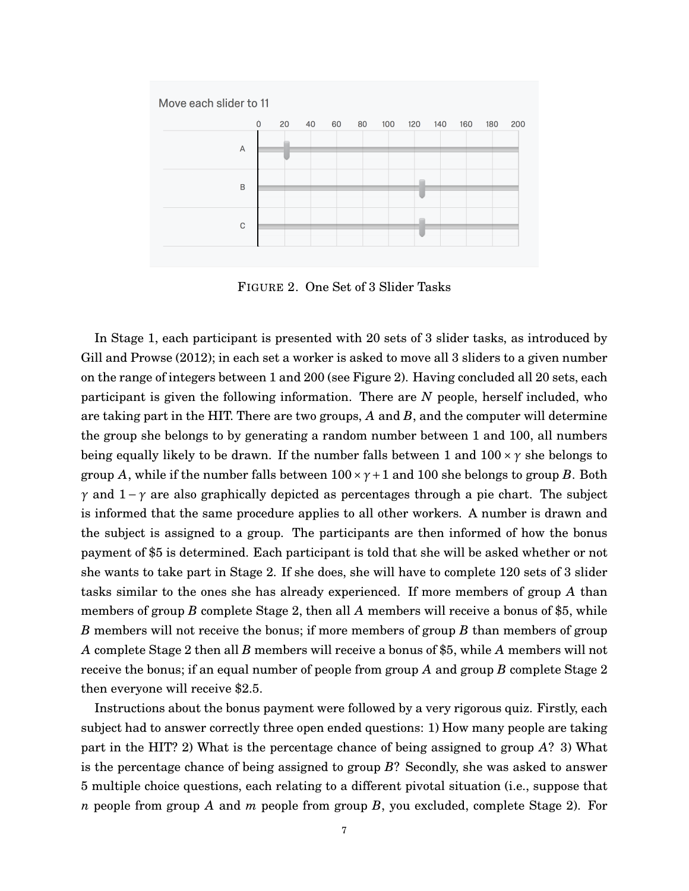Move each slider to 11

0 20 40 60 80 100 120 140 160 180 200

A

B

C

FIGURE 2. One Set of 3 Slider Tasks

In Stage 1, each participant is presented with 20 sets of 3 slider tasks, as introduced by Gill and Prowse (2012); in each set a worker is asked to move all 3 sliders to a given number on the range of integers between 1 and 200 (see Figure 2). Having concluded all 20 sets, each participant is given the following information. There are $N$ people, herself included, who are taking part in the HIT. There are two groups, $A$ and $B$, and the computer will determine the group she belongs to by generating a random number between 1 and 100, all numbers being equally likely to be drawn. If the number falls between 1 and $100 \times \gamma$ she belongs to group $A$, while if the number falls between $100 \times \gamma + 1$ and 100 she belongs to group $B$. Both $\gamma$ and $1 - \gamma$ are also graphically depicted as percentages through a pie chart. The subject is informed that the same procedure applies to all other workers. A number is drawn and the subject is assigned to a group. The participants are then informed of how the bonus payment of \$5 is determined. Each participant is told that she will be asked whether or not she wants to take part in Stage 2. If she does, she will have to complete 120 sets of 3 slider tasks similar to the ones she has already experienced. If more members of group $A$ than members of group $B$ complete Stage 2, then all $A$ members will receive a bonus of \$5, while $B$ members will not receive the bonus; if more members of group $B$ than members of group $A$ complete Stage 2 then all $B$ members will receive a bonus of \$5, while $A$ members will not receive the bonus; if an equal number of people from group $A$ and group $B$ complete Stage 2 then everyone will receive \$2.5.

Instructions about the bonus payment were followed by a very rigorous quiz. Firstly, each subject had to answer correctly three open ended questions: 1) How many people are taking part in the HIT? 2) What is the percentage chance of being assigned to group $A$? 3) What is the percentage chance of being assigned to group $B$? Secondly, she was asked to answer 5 multiple choice questions, each relating to a different pivotal situation (i.e., suppose that $n$ people from group $A$ and $m$ people from group $B$, you excluded, complete Stage 2). For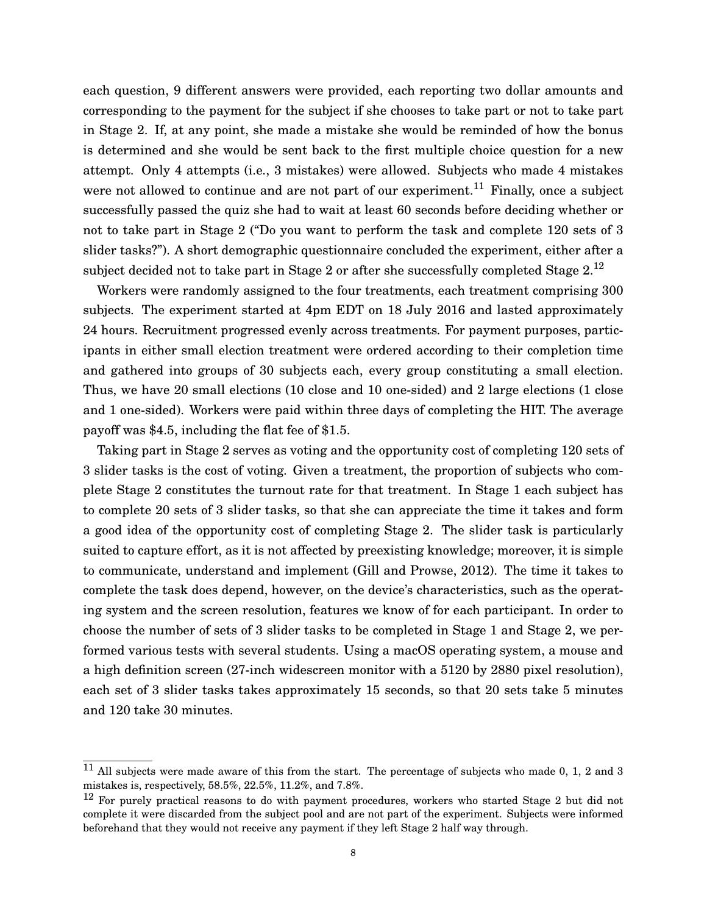each question, 9 different answers were provided, each reporting two dollar amounts and corresponding to the payment for the subject if she chooses to take part or not to take part in Stage 2. If, at any point, she made a mistake she would be reminded of how the bonus is determined and she would be sent back to the first multiple choice question for a new attempt. Only 4 attempts (i.e., 3 mistakes) were allowed. Subjects who made 4 mistakes were not allowed to continue and are not part of our experiment.[11] Finally, once a subject successfully passed the quiz she had to wait at least 60 seconds before deciding whether or not to take part in Stage 2 ("Do you want to perform the task and complete 120 sets of 3 slider tasks?"). A short demographic questionnaire concluded the experiment, either after a subject decided not to take part in Stage 2 or after she successfully completed Stage 2.[12]

Workers were randomly assigned to the four treatments, each treatment comprising 300 subjects. The experiment started at 4pm EDT on 18 July 2016 and lasted approximately 24 hours. Recruitment progressed evenly across treatments. For payment purposes, participants in either small election treatment were ordered according to their completion time and gathered into groups of 30 subjects each, every group constituting a small election. Thus, we have 20 small elections (10 close and 10 one-sided) and 2 large elections (1 close and 1 one-sided). Workers were paid within three days of completing the HIT. The average payoff was $4.5, including the flat fee of $1.5.

Taking part in Stage 2 serves as voting and the opportunity cost of completing 120 sets of 3 slider tasks is the cost of voting. Given a treatment, the proportion of subjects who complete Stage 2 constitutes the turnout rate for that treatment. In Stage 1 each subject has to complete 20 sets of 3 slider tasks, so that she can appreciate the time it takes and form a good idea of the opportunity cost of completing Stage 2. The slider task is particularly suited to capture effort, as it is not affected by preexisting knowledge; moreover, it is simple to communicate, understand and implement (Gill and Prowse, 2012). The time it takes to complete the task does depend, however, on the device's characteristics, such as the operating system and the screen resolution, features we know of for each participant. In order to choose the number of sets of 3 slider tasks to be completed in Stage 1 and Stage 2, we performed various tests with several students. Using a macOS operating system, a mouse and a high definition screen (27-inch widescreen monitor with a 5120 by 2880 pixel resolution), each set of 3 slider tasks takes approximately 15 seconds, so that 20 sets take 5 minutes and 120 take 30 minutes.

---

[11] All subjects were made aware of this from the start. The percentage of subjects who made 0, 1, 2 and 3 mistakes is, respectively, 58.5%, 22.5%, 11.2%, and 7.8%.

[12] For purely practical reasons to do with payment procedures, workers who started Stage 2 but did not complete it were discarded from the subject pool and are not part of the experiment. Subjects were informed beforehand that they would not receive any payment if they left Stage 2 half way through.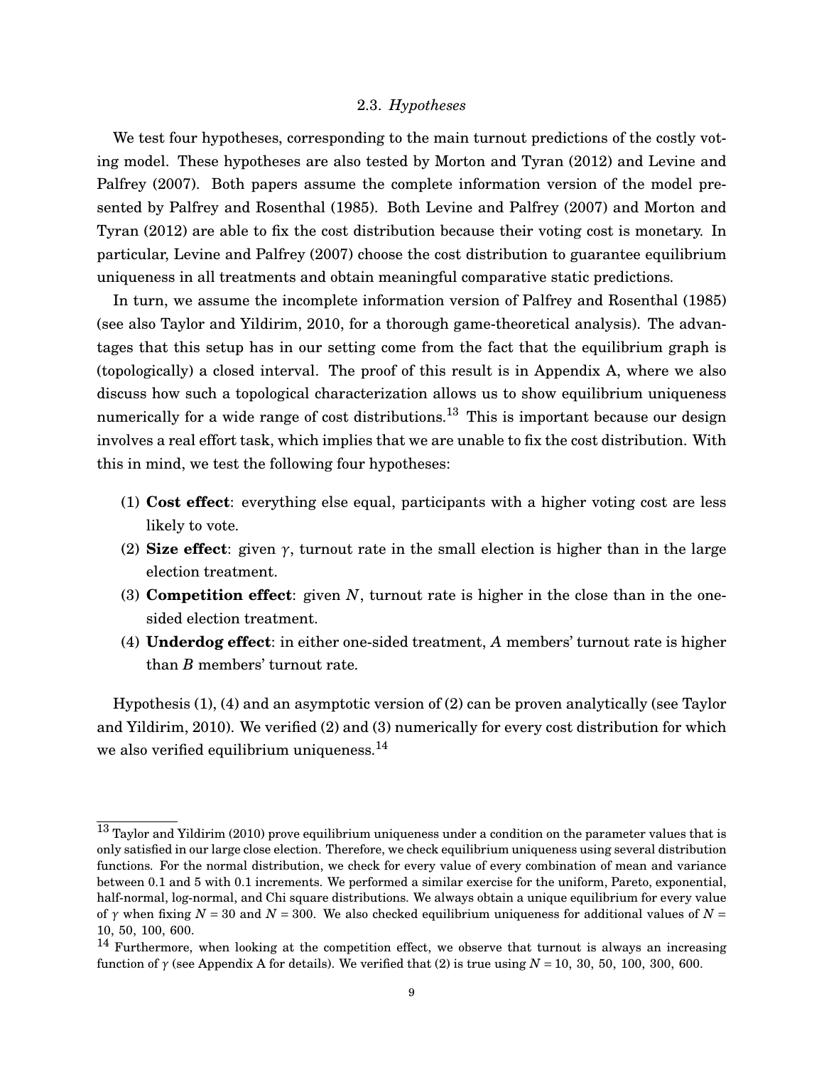### 2.3. *Hypotheses*

We test four hypotheses, corresponding to the main turnout predictions of the costly voting model. These hypotheses are also tested by Morton and Tyran (2012) and Levine and Palfrey (2007). Both papers assume the complete information version of the model presented by Palfrey and Rosenthal (1985). Both Levine and Palfrey (2007) and Morton and Tyran (2012) are able to fix the cost distribution because their voting cost is monetary. In particular, Levine and Palfrey (2007) choose the cost distribution to guarantee equilibrium uniqueness in all treatments and obtain meaningful comparative static predictions.

In turn, we assume the incomplete information version of Palfrey and Rosenthal (1985) (see also Taylor and Yildirim, 2010, for a thorough game-theoretical analysis). The advantages that this setup has in our setting come from the fact that the equilibrium graph is (topologically) a closed interval. The proof of this result is in Appendix A, where we also discuss how such a topological characterization allows us to show equilibrium uniqueness numerically for a wide range of cost distributions.[13] This is important because our design involves a real effort task, which implies that we are unable to fix the cost distribution. With this in mind, we test the following four hypotheses:

1. **Cost effect**: everything else equal, participants with a higher voting cost are less likely to vote.
2. **Size effect**: given $\gamma$, turnout rate in the small election is higher than in the large election treatment.
3. **Competition effect**: given $N$, turnout rate is higher in the close than in the one-sided election treatment.
4. **Underdog effect**: in either one-sided treatment, $A$ members' turnout rate is higher than $B$ members' turnout rate.

Hypothesis (1), (4) and an asymptotic version of (2) can be proven analytically (see Taylor and Yildirim, 2010). We verified (2) and (3) numerically for every cost distribution for which we also verified equilibrium uniqueness.[14]

[13] Taylor and Yildirim (2010) prove equilibrium uniqueness under a condition on the parameter values that is only satisfied in our large close election. Therefore, we check equilibrium uniqueness using several distribution functions. For the normal distribution, we check for every value of every combination of mean and variance between 0.1 and 5 with 0.1 increments. We performed a similar exercise for the uniform, Pareto, exponential, half-normal, log-normal, and Chi square distributions. We always obtain a unique equilibrium for every value of $\gamma$ when fixing $N = 30$ and $N = 300$. We also checked equilibrium uniqueness for additional values of $N =$ 10, 50, 100, 600.

[14] Furthermore, when looking at the competition effect, we observe that turnout is always an increasing function of $\gamma$ (see Appendix A for details). We verified that (2) is true using $N = 10, 30, 50, 100, 300, 600$.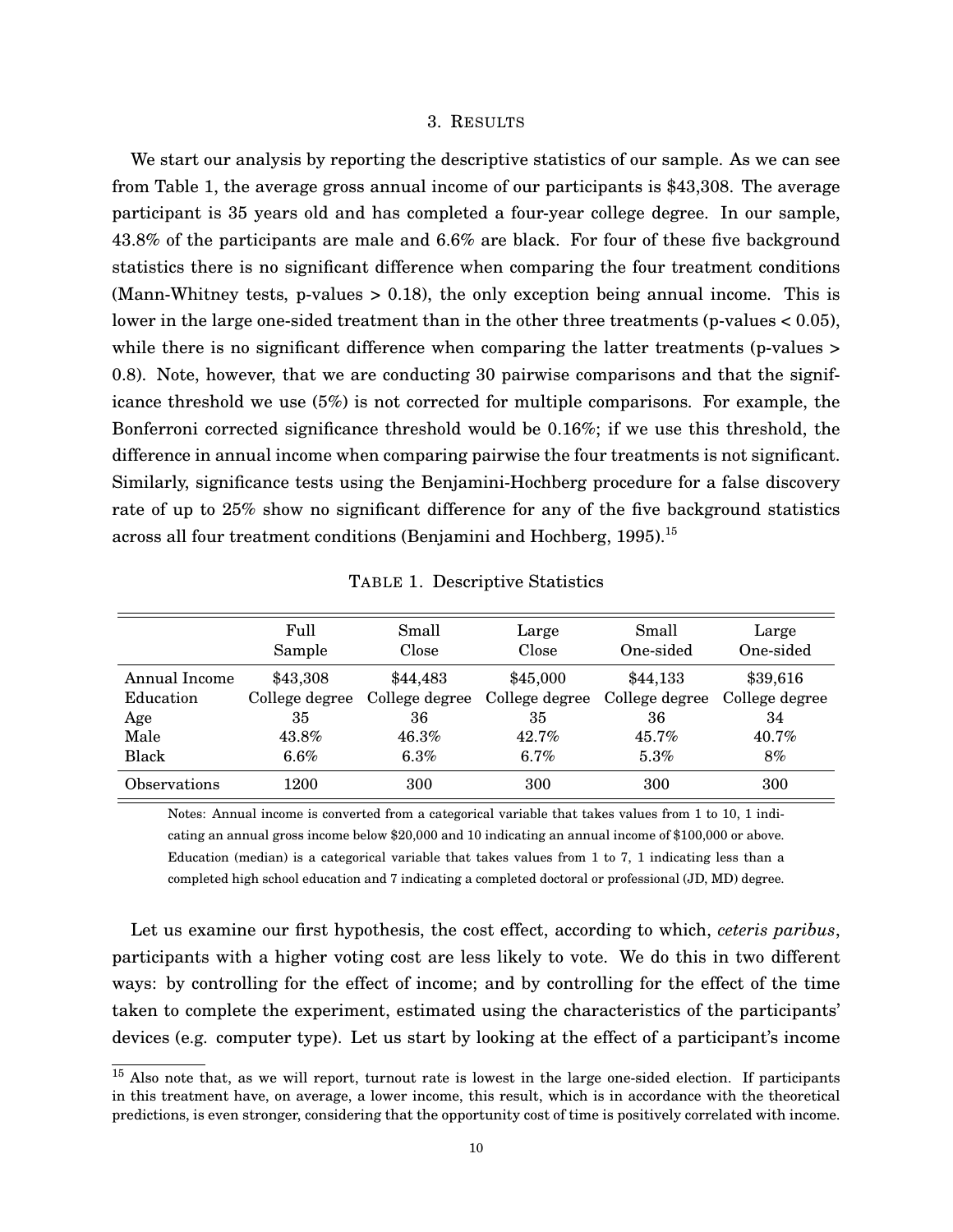## 3. Results

We start our analysis by reporting the descriptive statistics of our sample. As we can see from Table 1, the average gross annual income of our participants is \$43,308. The average participant is 35 years old and has completed a four-year college degree. In our sample, 43.8% of the participants are male and 6.6% are black. For four of these five background statistics there is no significant difference when comparing the four treatment conditions (Mann-Whitney tests, p-values > 0.18), the only exception being annual income. This is lower in the large one-sided treatment than in the other three treatments (p-values < 0.05), while there is no significant difference when comparing the latter treatments (p-values > 0.8). Note, however, that we are conducting 30 pairwise comparisons and that the significance threshold we use (5%) is not corrected for multiple comparisons. For example, the Bonferroni corrected significance threshold would be 0.16%; if we use this threshold, the difference in annual income when comparing pairwise the four treatments is not significant. Similarly, significance tests using the Benjamini-Hochberg procedure for a false discovery rate of up to 25% show no significant difference for any of the five background statistics across all four treatment conditions (Benjamini and Hochberg, 1995).[15]

Table 1. Descriptive Statistics

| | Full Sample | Small Close | Large Close | Small One-sided | Large One-sided |
|---|---|---|---|---|---|
| Annual Income | \$43,308 | \$44,483 | \$45,000 | \$44,133 | \$39,616 |
| Education | College degree | College degree | College degree | College degree | College degree |
| Age | 35 | 36 | 35 | 36 | 34 |
| Male | 43.8% | 46.3% | 42.7% | 45.7% | 40.7% |
| Black | 6.6% | 6.3% | 6.7% | 5.3% | 8% |
| Observations | 1200 | 300 | 300 | 300 | 300 |

Notes: Annual income is converted from a categorical variable that takes values from 1 to 10, 1 indicating an annual gross income below \$20,000 and 10 indicating an annual income of \$100,000 or above. Education (median) is a categorical variable that takes values from 1 to 7, 1 indicating less than a completed high school education and 7 indicating a completed doctoral or professional (JD, MD) degree.

Let us examine our first hypothesis, the cost effect, according to which, *ceteris paribus*, participants with a higher voting cost are less likely to vote. We do this in two different ways: by controlling for the effect of income; and by controlling for the effect of the time taken to complete the experiment, estimated using the characteristics of the participants' devices (e.g. computer type). Let us start by looking at the effect of a participant's income

[15] Also note that, as we will report, turnout rate is lowest in the large one-sided election. If participants in this treatment have, on average, a lower income, this result, which is in accordance with the theoretical predictions, is even stronger, considering that the opportunity cost of time is positively correlated with income.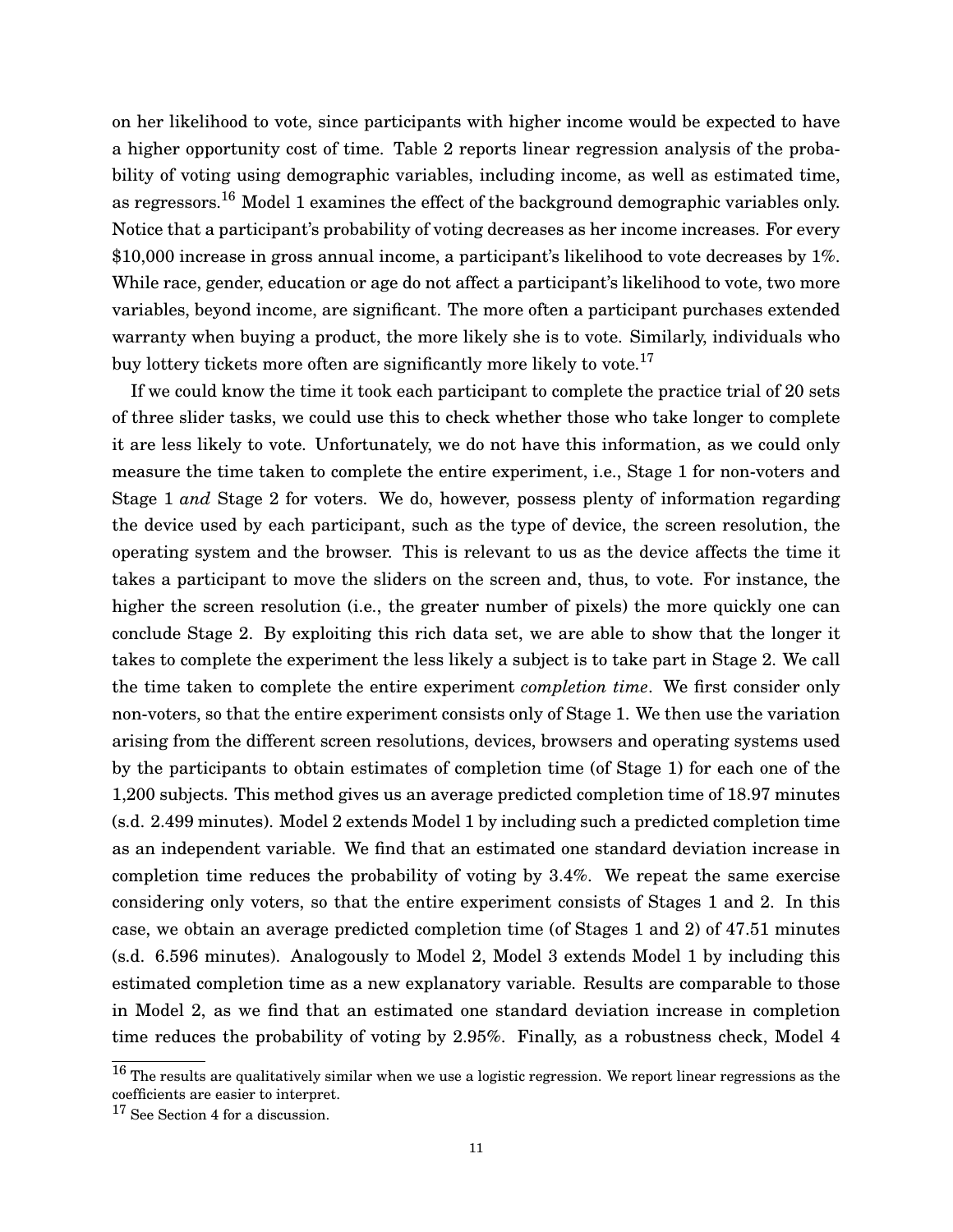on her likelihood to vote, since participants with higher income would be expected to have a higher opportunity cost of time. Table 2 reports linear regression analysis of the probability of voting using demographic variables, including income, as well as estimated time, as regressors.[16] Model 1 examines the effect of the background demographic variables only. Notice that a participant's probability of voting decreases as her income increases. For every $10,000 increase in gross annual income, a participant's likelihood to vote decreases by 1%. While race, gender, education or age do not affect a participant's likelihood to vote, two more variables, beyond income, are significant. The more often a participant purchases extended warranty when buying a product, the more likely she is to vote. Similarly, individuals who buy lottery tickets more often are significantly more likely to vote.[17]

If we could know the time it took each participant to complete the practice trial of 20 sets of three slider tasks, we could use this to check whether those who take longer to complete it are less likely to vote. Unfortunately, we do not have this information, as we could only measure the time taken to complete the entire experiment, i.e., Stage 1 for non-voters and Stage 1 *and* Stage 2 for voters. We do, however, possess plenty of information regarding the device used by each participant, such as the type of device, the screen resolution, the operating system and the browser. This is relevant to us as the device affects the time it takes a participant to move the sliders on the screen and, thus, to vote. For instance, the higher the screen resolution (i.e., the greater number of pixels) the more quickly one can conclude Stage 2. By exploiting this rich data set, we are able to show that the longer it takes to complete the experiment the less likely a subject is to take part in Stage 2. We call the time taken to complete the entire experiment *completion time*. We first consider only non-voters, so that the entire experiment consists only of Stage 1. We then use the variation arising from the different screen resolutions, devices, browsers and operating systems used by the participants to obtain estimates of completion time (of Stage 1) for each one of the 1,200 subjects. This method gives us an average predicted completion time of 18.97 minutes (s.d. 2.499 minutes). Model 2 extends Model 1 by including such a predicted completion time as an independent variable. We find that an estimated one standard deviation increase in completion time reduces the probability of voting by 3.4%. We repeat the same exercise considering only voters, so that the entire experiment consists of Stages 1 and 2. In this case, we obtain an average predicted completion time (of Stages 1 and 2) of 47.51 minutes (s.d. 6.596 minutes). Analogously to Model 2, Model 3 extends Model 1 by including this estimated completion time as a new explanatory variable. Results are comparable to those in Model 2, as we find that an estimated one standard deviation increase in completion time reduces the probability of voting by 2.95%. Finally, as a robustness check, Model 4

[16] The results are qualitatively similar when we use a logistic regression. We report linear regressions as the coefficients are easier to interpret.

[17] See Section 4 for a discussion.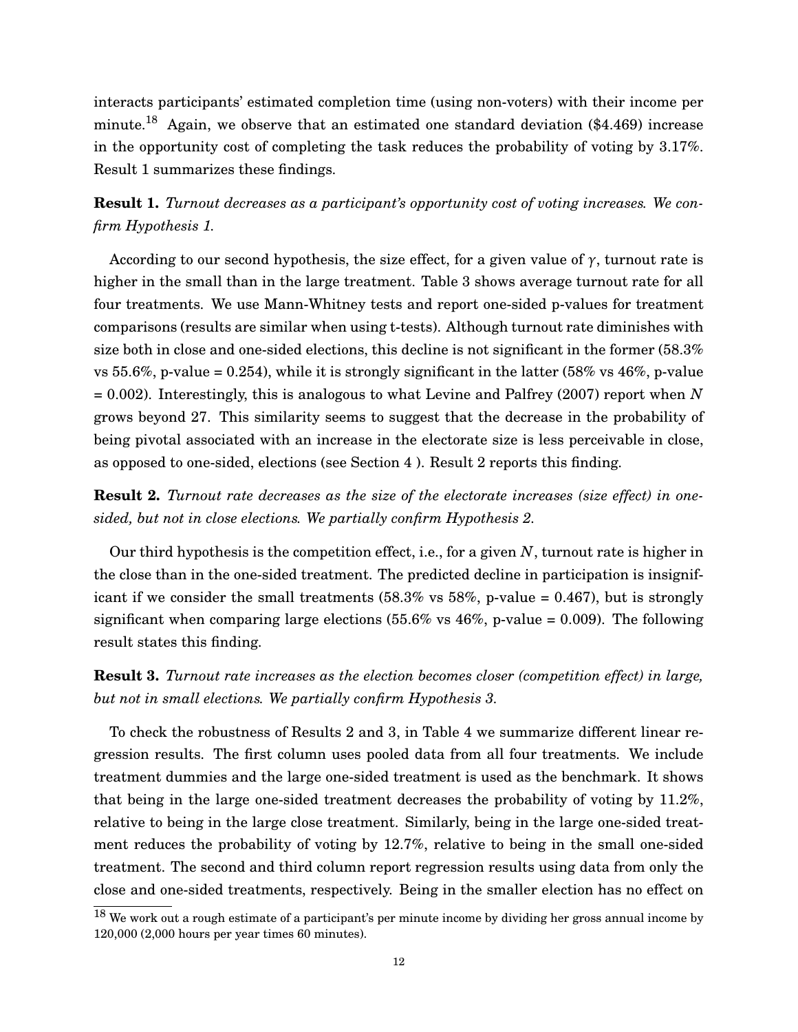interacts participants' estimated completion time (using non-voters) with their income per minute.[18] Again, we observe that an estimated one standard deviation ($4.469) increase in the opportunity cost of completing the task reduces the probability of voting by 3.17%. Result 1 summarizes these findings.

**Result 1.** *Turnout decreases as a participant's opportunity cost of voting increases. We confirm Hypothesis 1.*

According to our second hypothesis, the size effect, for a given value of $\gamma$, turnout rate is higher in the small than in the large treatment. Table 3 shows average turnout rate for all four treatments. We use Mann-Whitney tests and report one-sided p-values for treatment comparisons (results are similar when using t-tests). Although turnout rate diminishes with size both in close and one-sided elections, this decline is not significant in the former (58.3% vs 55.6%, p-value = 0.254), while it is strongly significant in the latter (58% vs 46%, p-value = 0.002). Interestingly, this is analogous to what Levine and Palfrey (2007) report when $N$ grows beyond 27. This similarity seems to suggest that the decrease in the probability of being pivotal associated with an increase in the electorate size is less perceivable in close, as opposed to one-sided, elections (see Section 4 ). Result 2 reports this finding.

**Result 2.** *Turnout rate decreases as the size of the electorate increases (size effect) in one-sided, but not in close elections. We partially confirm Hypothesis 2.*

Our third hypothesis is the competition effect, i.e., for a given $N$, turnout rate is higher in the close than in the one-sided treatment. The predicted decline in participation is insignificant if we consider the small treatments (58.3% vs 58%, p-value = 0.467), but is strongly significant when comparing large elections (55.6% vs 46%, p-value = 0.009). The following result states this finding.

**Result 3.** *Turnout rate increases as the election becomes closer (competition effect) in large, but not in small elections. We partially confirm Hypothesis 3.*

To check the robustness of Results 2 and 3, in Table 4 we summarize different linear regression results. The first column uses pooled data from all four treatments. We include treatment dummies and the large one-sided treatment is used as the benchmark. It shows that being in the large one-sided treatment decreases the probability of voting by 11.2%, relative to being in the large close treatment. Similarly, being in the large one-sided treatment reduces the probability of voting by 12.7%, relative to being in the small one-sided treatment. The second and third column report regression results using data from only the close and one-sided treatments, respectively. Being in the smaller election has no effect on

[18] We work out a rough estimate of a participant's per minute income by dividing her gross annual income by 120,000 (2,000 hours per year times 60 minutes).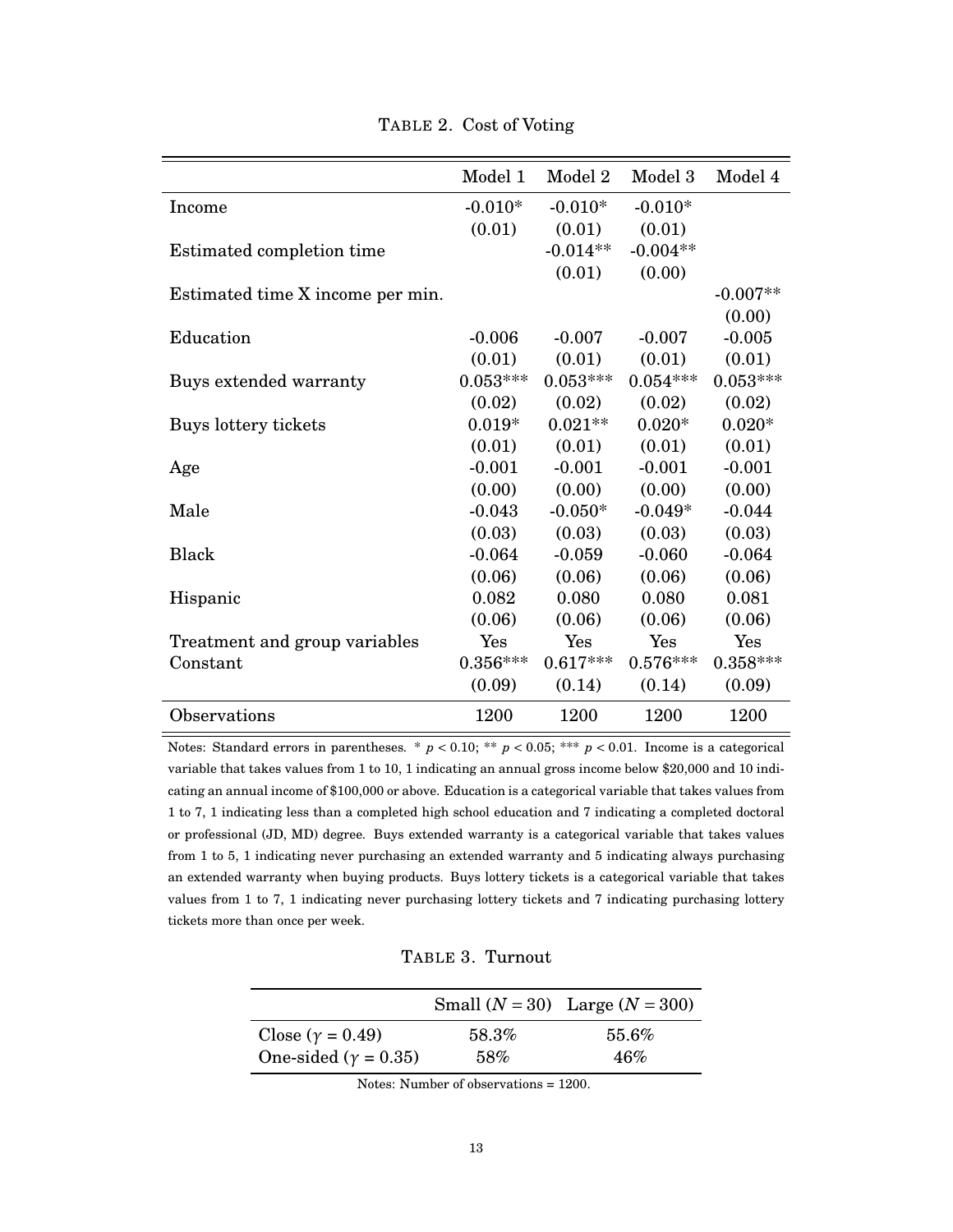TABLE 2. Cost of Voting

| | Model 1 | Model 2 | Model 3 | Model 4 |
|---|---|---|---|---|
| Income | -0.010* | -0.010* | -0.010* | |
| | (0.01) | (0.01) | (0.01) | |
| Estimated completion time | | -0.014** | -0.004** | |
| | | (0.01) | (0.00) | |
| Estimated time X income per min. | | | | -0.007** |
| | | | | (0.00) |
| Education | -0.006 | -0.007 | -0.007 | -0.005 |
| | (0.01) | (0.01) | (0.01) | (0.01) |
| Buys extended warranty | 0.053*** | 0.053*** | 0.054*** | 0.053*** |
| | (0.02) | (0.02) | (0.02) | (0.02) |
| Buys lottery tickets | 0.019* | 0.021** | 0.020* | 0.020* |
| | (0.01) | (0.01) | (0.01) | (0.01) |
| Age | -0.001 | -0.001 | -0.001 | -0.001 |
| | (0.00) | (0.00) | (0.00) | (0.00) |
| Male | -0.043 | -0.050* | -0.049* | -0.044 |
| | (0.03) | (0.03) | (0.03) | (0.03) |
| Black | -0.064 | -0.059 | -0.060 | -0.064 |
| | (0.06) | (0.06) | (0.06) | (0.06) |
| Hispanic | 0.082 | 0.080 | 0.080 | 0.081 |
| | (0.06) | (0.06) | (0.06) | (0.06) |
| Treatment and group variables | Yes | Yes | Yes | Yes |
| Constant | 0.356*** | 0.617*** | 0.576*** | 0.358*** |
| | (0.09) | (0.14) | (0.14) | (0.09) |
| Observations | 1200 | 1200 | 1200 | 1200 |

Notes: Standard errors in parentheses. * $p < 0.10$; ** $p < 0.05$; *** $p < 0.01$. Income is a categorical variable that takes values from 1 to 10, 1 indicating an annual gross income below $20,000 and 10 indicating an annual income of $100,000 or above. Education is a categorical variable that takes values from 1 to 7, 1 indicating less than a completed high school education and 7 indicating a completed doctoral or professional (JD, MD) degree. Buys extended warranty is a categorical variable that takes values from 1 to 5, 1 indicating never purchasing an extended warranty and 5 indicating always purchasing an extended warranty when buying products. Buys lottery tickets is a categorical variable that takes values from 1 to 7, 1 indicating never purchasing lottery tickets and 7 indicating purchasing lottery tickets more than once per week.

TABLE 3. Turnout

| | Small ($N = 30$) | Large ($N = 300$) |
|---|---|---|
| Close ($\gamma = 0.49$) | 58.3% | 55.6% |
| One-sided ($\gamma = 0.35$) | 58% | 46% |

Notes: Number of observations = 1200.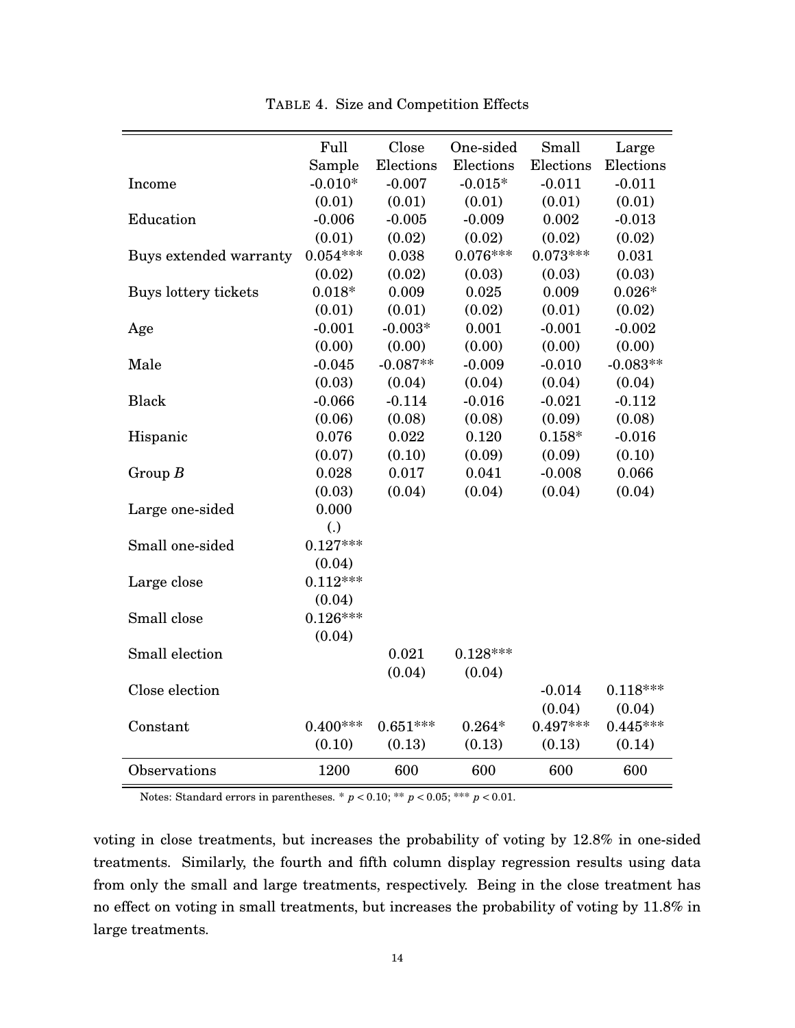TABLE 4. Size and Competition Effects

| | Full Sample | Close Elections | One-sided Elections | Small Elections | Large Elections |
|---|---|---|---|---|---|
| Income | -0.010* | -0.007 | -0.015* | -0.011 | -0.011 |
| | (0.01) | (0.01) | (0.01) | (0.01) | (0.01) |
| Education | -0.006 | -0.005 | -0.009 | 0.002 | -0.013 |
| | (0.01) | (0.02) | (0.02) | (0.02) | (0.02) |
| Buys extended warranty | 0.054*** | 0.038 | 0.076*** | 0.073*** | 0.031 |
| | (0.02) | (0.02) | (0.03) | (0.03) | (0.03) |
| Buys lottery tickets | 0.018* | 0.009 | 0.025 | 0.009 | 0.026* |
| | (0.01) | (0.01) | (0.02) | (0.01) | (0.02) |
| Age | -0.001 | -0.003* | 0.001 | -0.001 | -0.002 |
| | (0.00) | (0.00) | (0.00) | (0.00) | (0.00) |
| Male | -0.045 | -0.087** | -0.009 | -0.010 | -0.083** |
| | (0.03) | (0.04) | (0.04) | (0.04) | (0.04) |
| Black | -0.066 | -0.114 | -0.016 | -0.021 | -0.112 |
| | (0.06) | (0.08) | (0.08) | (0.09) | (0.08) |
| Hispanic | 0.076 | 0.022 | 0.120 | 0.158* | -0.016 |
| | (0.07) | (0.10) | (0.09) | (0.09) | (0.10) |
| Group *B* | 0.028 | 0.017 | 0.041 | -0.008 | 0.066 |
| | (0.03) | (0.04) | (0.04) | (0.04) | (0.04) |
| Large one-sided | 0.000 | | | | |
| | (.) | | | | |
| Small one-sided | 0.127*** | | | | |
| | (0.04) | | | | |
| Large close | 0.112*** | | | | |
| | (0.04) | | | | |
| Small close | 0.126*** | | | | |
| | (0.04) | | | | |
| Small election | | 0.021 | 0.128*** | | |
| | | (0.04) | (0.04) | | |
| Close election | | | | -0.014 | 0.118*** |
| | | | | (0.04) | (0.04) |
| Constant | 0.400*** | 0.651*** | 0.264* | 0.497*** | 0.445*** |
| | (0.10) | (0.13) | (0.13) | (0.13) | (0.14) |
| Observations | 1200 | 600 | 600 | 600 | 600 |

Notes: Standard errors in parentheses. * $p < 0.10$; ** $p < 0.05$; *** $p < 0.01$.

voting in close treatments, but increases the probability of voting by 12.8% in one-sided treatments. Similarly, the fourth and fifth column display regression results using data from only the small and large treatments, respectively. Being in the close treatment has no effect on voting in small treatments, but increases the probability of voting by 11.8% in large treatments.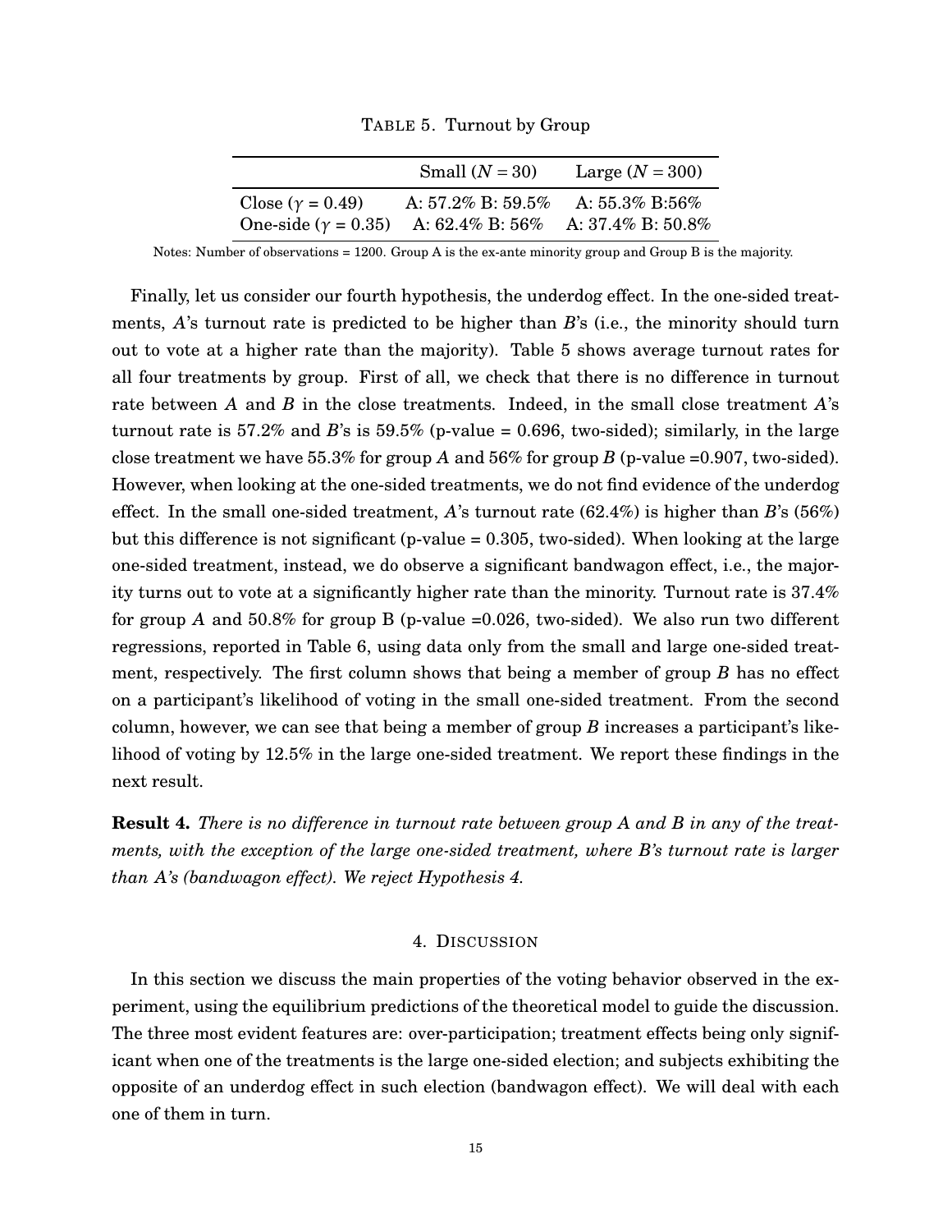TABLE 5. Turnout by Group

| | Small ($N = 30$) | Large ($N = 300$) |
|---|---|---|
| Close ($\gamma = 0.49$) | A: 57.2% B: 59.5% | A: 55.3% B:56% |
| One-side ($\gamma = 0.35$) | A: 62.4% B: 56% | A: 37.4% B: 50.8% |

Notes: Number of observations = 1200. Group A is the ex-ante minority group and Group B is the majority.

Finally, let us consider our fourth hypothesis, the underdog effect. In the one-sided treatments, $A$'s turnout rate is predicted to be higher than $B$'s (i.e., the minority should turn out to vote at a higher rate than the majority). Table 5 shows average turnout rates for all four treatments by group. First of all, we check that there is no difference in turnout rate between $A$ and $B$ in the close treatments. Indeed, in the small close treatment $A$'s turnout rate is 57.2% and $B$'s is 59.5% (p-value = 0.696, two-sided); similarly, in the large close treatment we have 55.3% for group $A$ and 56% for group $B$ (p-value =0.907, two-sided). However, when looking at the one-sided treatments, we do not find evidence of the underdog effect. In the small one-sided treatment, $A$'s turnout rate (62.4%) is higher than $B$'s (56%) but this difference is not significant (p-value = 0.305, two-sided). When looking at the large one-sided treatment, instead, we do observe a significant bandwagon effect, i.e., the majority turns out to vote at a significantly higher rate than the minority. Turnout rate is 37.4% for group $A$ and 50.8% for group B (p-value =0.026, two-sided). We also run two different regressions, reported in Table 6, using data only from the small and large one-sided treatment, respectively. The first column shows that being a member of group $B$ has no effect on a participant's likelihood of voting in the small one-sided treatment. From the second column, however, we can see that being a member of group $B$ increases a participant's likelihood of voting by 12.5% in the large one-sided treatment. We report these findings in the next result.

**Result 4.** *There is no difference in turnout rate between group A and B in any of the treatments, with the exception of the large one-sided treatment, where B's turnout rate is larger than A's (bandwagon effect). We reject Hypothesis 4.*

## 4. DISCUSSION

In this section we discuss the main properties of the voting behavior observed in the experiment, using the equilibrium predictions of the theoretical model to guide the discussion. The three most evident features are: over-participation; treatment effects being only significant when one of the treatments is the large one-sided election; and subjects exhibiting the opposite of an underdog effect in such election (bandwagon effect). We will deal with each one of them in turn.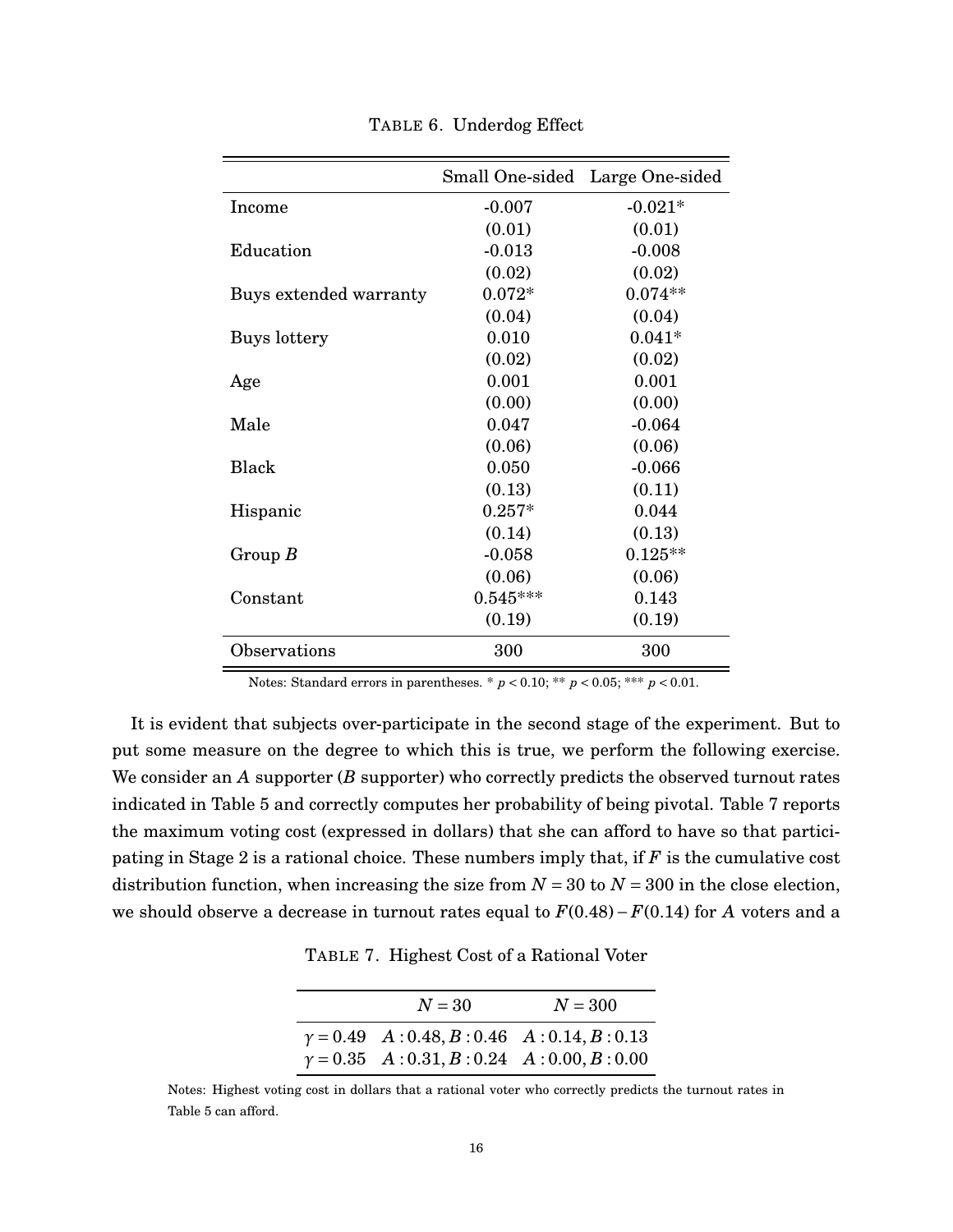TABLE 6. Underdog Effect

| | Small One-sided | Large One-sided |
|---|---|---|
| Income | -0.007 | -0.021* |
| | (0.01) | (0.01) |
| Education | -0.013 | -0.008 |
| | (0.02) | (0.02) |
| Buys extended warranty | 0.072* | 0.074** |
| | (0.04) | (0.04) |
| Buys lottery | 0.010 | 0.041* |
| | (0.02) | (0.02) |
| Age | 0.001 | 0.001 |
| | (0.00) | (0.00) |
| Male | 0.047 | -0.064 |
| | (0.06) | (0.06) |
| Black | 0.050 | -0.066 |
| | (0.13) | (0.11) |
| Hispanic | 0.257* | 0.044 |
| | (0.14) | (0.13) |
| Group $B$ | -0.058 | 0.125** |
| | (0.06) | (0.06) |
| Constant | 0.545*** | 0.143 |
| | (0.19) | (0.19) |
| Observations | 300 | 300 |

Notes: Standard errors in parentheses. * $p < 0.10$; ** $p < 0.05$; *** $p < 0.01$.

It is evident that subjects over-participate in the second stage of the experiment. But to put some measure on the degree to which this is true, we perform the following exercise. We consider an $A$ supporter ($B$ supporter) who correctly predicts the observed turnout rates indicated in Table 5 and correctly computes her probability of being pivotal. Table 7 reports the maximum voting cost (expressed in dollars) that she can afford to have so that participating in Stage 2 is a rational choice. These numbers imply that, if $F$ is the cumulative cost distribution function, when increasing the size from $N = 30$ to $N = 300$ in the close election, we should observe a decrease in turnout rates equal to $F(0.48) - F(0.14)$ for $A$ voters and a

TABLE 7. Highest Cost of a Rational Voter

| | $N = 30$ | $N = 300$ |
|---|---|---|
| $\gamma = 0.49$ | $A : 0.48, B : 0.46$ | $A : 0.14, B : 0.13$ |
| $\gamma = 0.35$ | $A : 0.31, B : 0.24$ | $A : 0.00, B : 0.00$ |

Notes: Highest voting cost in dollars that a rational voter who correctly predicts the turnout rates in Table 5 can afford.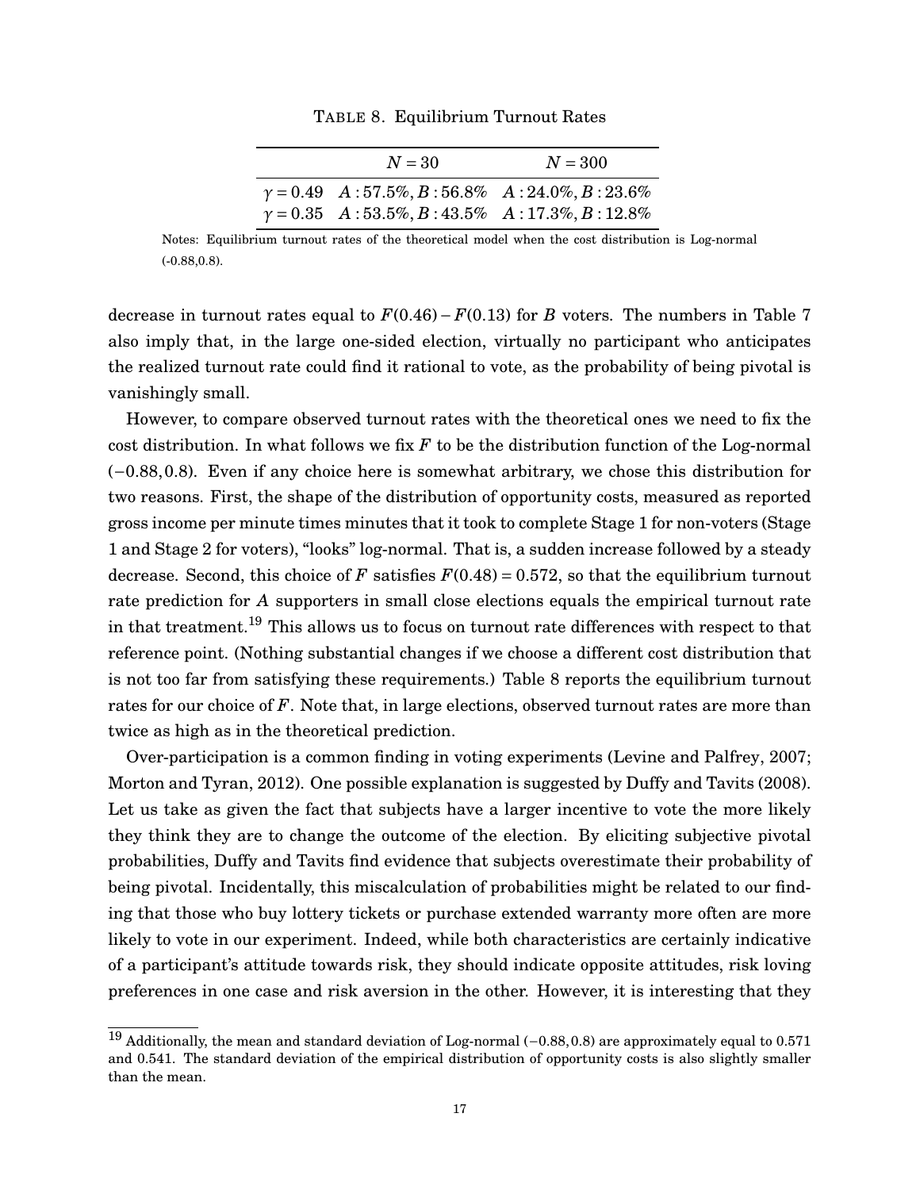TABLE 8. Equilibrium Turnout Rates

| | $N = 30$ | $N = 300$ |
|---|---|---|
| $\gamma = 0.49$ | $A: 57.5\%, B: 56.8\%$ | $A: 24.0\%, B: 23.6\%$ |
| $\gamma = 0.35$ | $A: 53.5\%, B: 43.5\%$ | $A: 17.3\%, B: 12.8\%$ |

Notes: Equilibrium turnout rates of the theoretical model when the cost distribution is Log-normal (-0.88,0.8).

decrease in turnout rates equal to $F(0.46) - F(0.13)$ for $B$ voters. The numbers in Table 7 also imply that, in the large one-sided election, virtually no participant who anticipates the realized turnout rate could find it rational to vote, as the probability of being pivotal is vanishingly small.

However, to compare observed turnout rates with the theoretical ones we need to fix the cost distribution. In what follows we fix $F$ to be the distribution function of the Log-normal $(-0.88, 0.8)$. Even if any choice here is somewhat arbitrary, we chose this distribution for two reasons. First, the shape of the distribution of opportunity costs, measured as reported gross income per minute times minutes that it took to complete Stage 1 for non-voters (Stage 1 and Stage 2 for voters), "looks" log-normal. That is, a sudden increase followed by a steady decrease. Second, this choice of $F$ satisfies $F(0.48) = 0.572$, so that the equilibrium turnout rate prediction for $A$ supporters in small close elections equals the empirical turnout rate in that treatment.[19] This allows us to focus on turnout rate differences with respect to that reference point. (Nothing substantial changes if we choose a different cost distribution that is not too far from satisfying these requirements.) Table 8 reports the equilibrium turnout rates for our choice of $F$. Note that, in large elections, observed turnout rates are more than twice as high as in the theoretical prediction.

Over-participation is a common finding in voting experiments (Levine and Palfrey, 2007; Morton and Tyran, 2012). One possible explanation is suggested by Duffy and Tavits (2008). Let us take as given the fact that subjects have a larger incentive to vote the more likely they think they are to change the outcome of the election. By eliciting subjective pivotal probabilities, Duffy and Tavits find evidence that subjects overestimate their probability of being pivotal. Incidentally, this miscalculation of probabilities might be related to our finding that those who buy lottery tickets or purchase extended warranty more often are more likely to vote in our experiment. Indeed, while both characteristics are certainly indicative of a participant's attitude towards risk, they should indicate opposite attitudes, risk loving preferences in one case and risk aversion in the other. However, it is interesting that they

[19] Additionally, the mean and standard deviation of Log-normal $(-0.88, 0.8)$ are approximately equal to 0.571 and 0.541. The standard deviation of the empirical distribution of opportunity costs is also slightly smaller than the mean.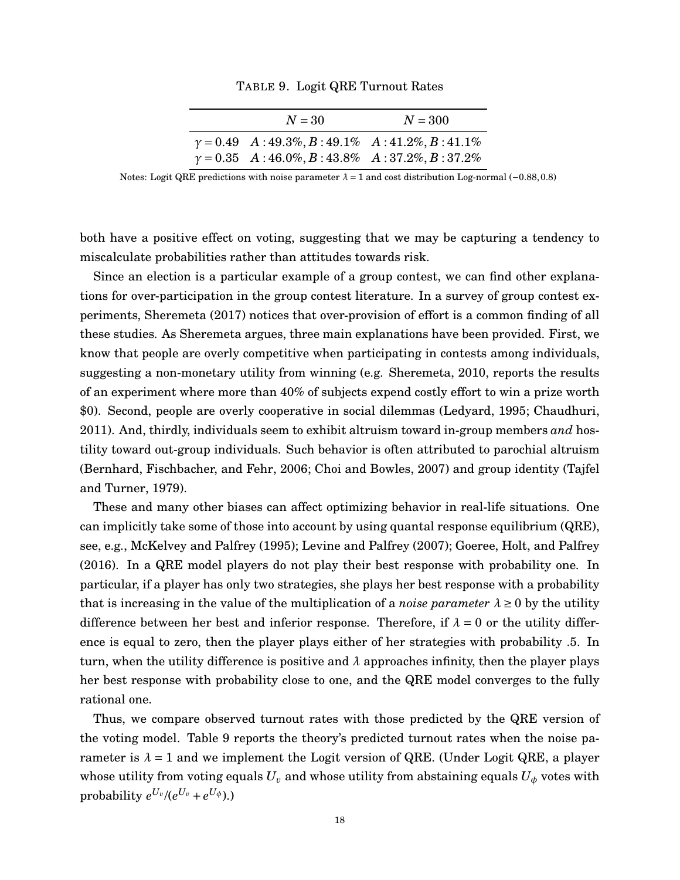TABLE 9. Logit QRE Turnout Rates

| | $N = 30$ | $N = 300$ |
|---|---|---|
| $\gamma = 0.49$ | $A: 49.3\%, B: 49.1\%$ | $A: 41.2\%, B: 41.1\%$ |
| $\gamma = 0.35$ | $A: 46.0\%, B: 43.8\%$ | $A: 37.2\%, B: 37.2\%$ |

Notes: Logit QRE predictions with noise parameter $\lambda = 1$ and cost distribution Log-normal $(-0.88, 0.8)$

both have a positive effect on voting, suggesting that we may be capturing a tendency to miscalculate probabilities rather than attitudes towards risk.

Since an election is a particular example of a group contest, we can find other explanations for over-participation in the group contest literature. In a survey of group contest experiments, Sheremeta (2017) notices that over-provision of effort is a common finding of all these studies. As Sheremeta argues, three main explanations have been provided. First, we know that people are overly competitive when participating in contests among individuals, suggesting a non-monetary utility from winning (e.g. Sheremeta, 2010, reports the results of an experiment where more than 40% of subjects expend costly effort to win a prize worth \$0). Second, people are overly cooperative in social dilemmas (Ledyard, 1995; Chaudhuri, 2011). And, thirdly, individuals seem to exhibit altruism toward in-group members *and* hostility toward out-group individuals. Such behavior is often attributed to parochial altruism (Bernhard, Fischbacher, and Fehr, 2006; Choi and Bowles, 2007) and group identity (Tajfel and Turner, 1979).

These and many other biases can affect optimizing behavior in real-life situations. One can implicitly take some of those into account by using quantal response equilibrium (QRE), see, e.g., McKelvey and Palfrey (1995); Levine and Palfrey (2007); Goeree, Holt, and Palfrey (2016). In a QRE model players do not play their best response with probability one. In particular, if a player has only two strategies, she plays her best response with a probability that is increasing in the value of the multiplication of a *noise parameter* $\lambda \geq 0$ by the utility difference between her best and inferior response. Therefore, if $\lambda = 0$ or the utility difference is equal to zero, then the player plays either of her strategies with probability .5. In turn, when the utility difference is positive and $\lambda$ approaches infinity, then the player plays her best response with probability close to one, and the QRE model converges to the fully rational one.

Thus, we compare observed turnout rates with those predicted by the QRE version of the voting model. Table 9 reports the theory's predicted turnout rates when the noise parameter is $\lambda = 1$ and we implement the Logit version of QRE. (Under Logit QRE, a player whose utility from voting equals $U_v$ and whose utility from abstaining equals $U_\phi$ votes with probability $e^{U_v}/(e^{U_v} + e^{U_\phi})$.)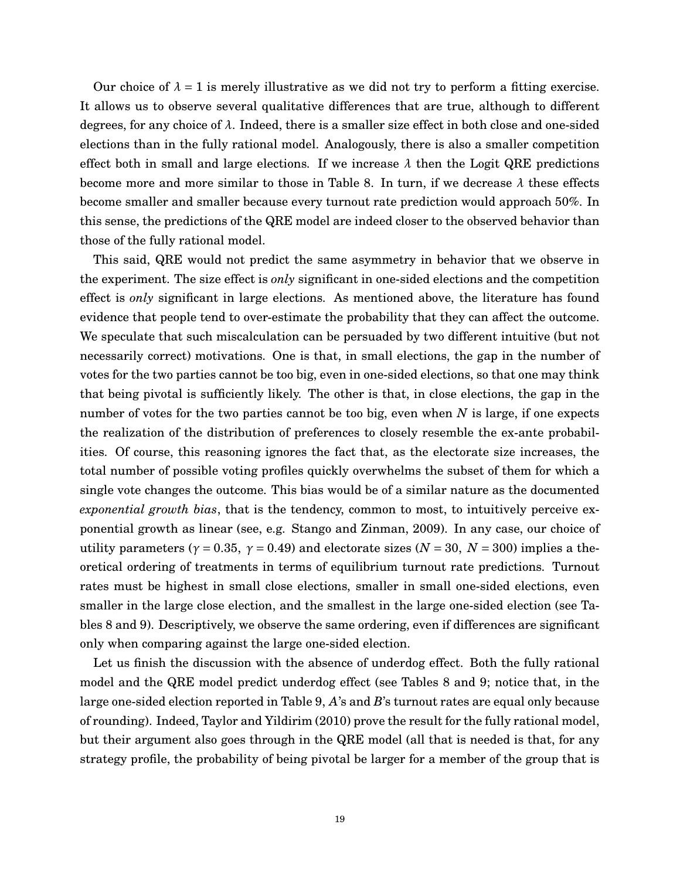Our choice of $\lambda = 1$ is merely illustrative as we did not try to perform a fitting exercise. It allows us to observe several qualitative differences that are true, although to different degrees, for any choice of $\lambda$. Indeed, there is a smaller size effect in both close and one-sided elections than in the fully rational model. Analogously, there is also a smaller competition effect both in small and large elections. If we increase $\lambda$ then the Logit QRE predictions become more and more similar to those in Table 8. In turn, if we decrease $\lambda$ these effects become smaller and smaller because every turnout rate prediction would approach 50%. In this sense, the predictions of the QRE model are indeed closer to the observed behavior than those of the fully rational model.

This said, QRE would not predict the same asymmetry in behavior that we observe in the experiment. The size effect is *only* significant in one-sided elections and the competition effect is *only* significant in large elections. As mentioned above, the literature has found evidence that people tend to over-estimate the probability that they can affect the outcome. We speculate that such miscalculation can be persuaded by two different intuitive (but not necessarily correct) motivations. One is that, in small elections, the gap in the number of votes for the two parties cannot be too big, even in one-sided elections, so that one may think that being pivotal is sufficiently likely. The other is that, in close elections, the gap in the number of votes for the two parties cannot be too big, even when $N$ is large, if one expects the realization of the distribution of preferences to closely resemble the ex-ante probabilities. Of course, this reasoning ignores the fact that, as the electorate size increases, the total number of possible voting profiles quickly overwhelms the subset of them for which a single vote changes the outcome. This bias would be of a similar nature as the documented *exponential growth bias*, that is the tendency, common to most, to intuitively perceive exponential growth as linear (see, e.g. Stango and Zinman, 2009). In any case, our choice of utility parameters ($\gamma = 0.35,\ \gamma = 0.49$) and electorate sizes ($N = 30,\ N = 300$) implies a theoretical ordering of treatments in terms of equilibrium turnout rate predictions. Turnout rates must be highest in small close elections, smaller in small one-sided elections, even smaller in the large close election, and the smallest in the large one-sided election (see Tables 8 and 9). Descriptively, we observe the same ordering, even if differences are significant only when comparing against the large one-sided election.

Let us finish the discussion with the absence of underdog effect. Both the fully rational model and the QRE model predict underdog effect (see Tables 8 and 9; notice that, in the large one-sided election reported in Table 9, $A$'s and $B$'s turnout rates are equal only because of rounding). Indeed, Taylor and Yildirim (2010) prove the result for the fully rational model, but their argument also goes through in the QRE model (all that is needed is that, for any strategy profile, the probability of being pivotal be larger for a member of the group that is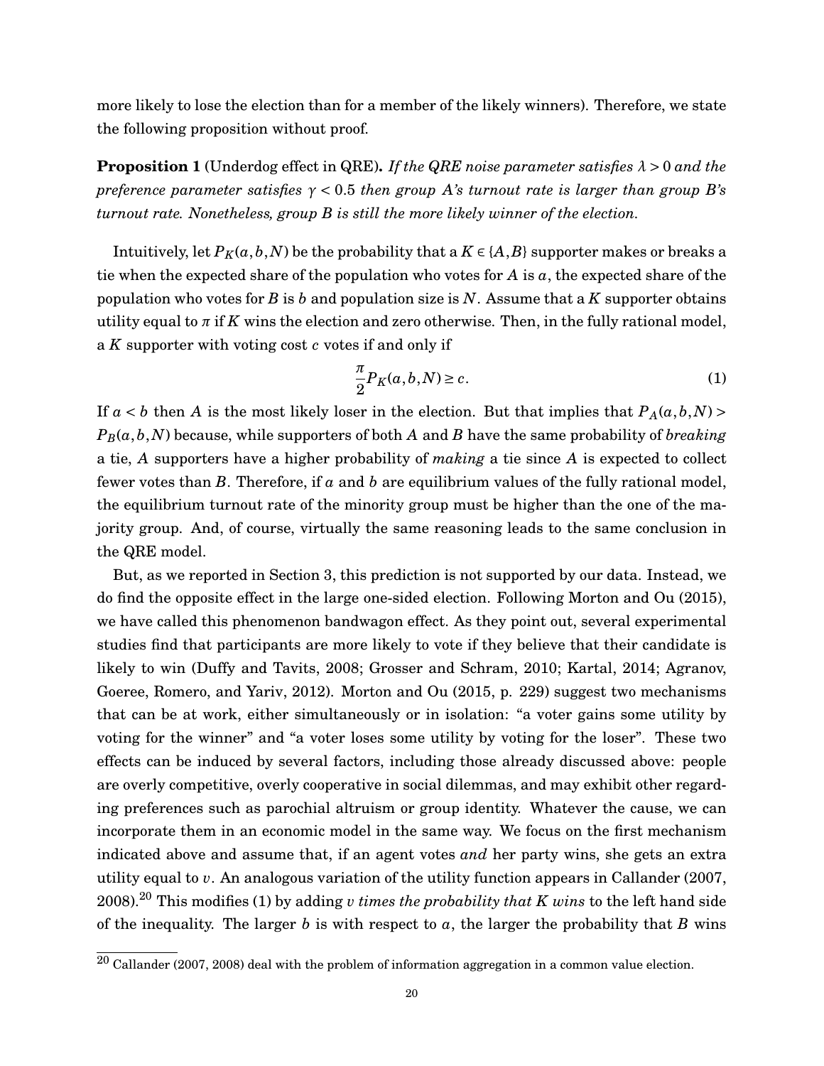more likely to lose the election than for a member of the likely winners). Therefore, we state the following proposition without proof.

**Proposition 1** (Underdog effect in QRE)**.** *If the QRE noise parameter satisfies $\lambda > 0$ and the preference parameter satisfies $\gamma < 0.5$ then group A's turnout rate is larger than group B's turnout rate. Nonetheless, group B is still the more likely winner of the election.*

Intuitively, let $P_K(a,b,N)$ be the probability that a $K \in \{A,B\}$ supporter makes or breaks a tie when the expected share of the population who votes for $A$ is $a$, the expected share of the population who votes for $B$ is $b$ and population size is $N$. Assume that a $K$ supporter obtains utility equal to $\pi$ if $K$ wins the election and zero otherwise. Then, in the fully rational model, a $K$ supporter with voting cost $c$ votes if and only if

$$\frac{\pi}{2} P_K(a,b,N) \geq c. \tag{1}$$

If $a < b$ then $A$ is the most likely loser in the election. But that implies that $P_A(a,b,N) > P_B(a,b,N)$ because, while supporters of both $A$ and $B$ have the same probability of *breaking* a tie, $A$ supporters have a higher probability of *making* a tie since $A$ is expected to collect fewer votes than $B$. Therefore, if $a$ and $b$ are equilibrium values of the fully rational model, the equilibrium turnout rate of the minority group must be higher than the one of the majority group. And, of course, virtually the same reasoning leads to the same conclusion in the QRE model.

But, as we reported in Section 3, this prediction is not supported by our data. Instead, we do find the opposite effect in the large one-sided election. Following Morton and Ou (2015), we have called this phenomenon bandwagon effect. As they point out, several experimental studies find that participants are more likely to vote if they believe that their candidate is likely to win (Duffy and Tavits, 2008; Grosser and Schram, 2010; Kartal, 2014; Agranov, Goeree, Romero, and Yariv, 2012). Morton and Ou (2015, p. 229) suggest two mechanisms that can be at work, either simultaneously or in isolation: "a voter gains some utility by voting for the winner" and "a voter loses some utility by voting for the loser". These two effects can be induced by several factors, including those already discussed above: people are overly competitive, overly cooperative in social dilemmas, and may exhibit other regarding preferences such as parochial altruism or group identity. Whatever the cause, we can incorporate them in an economic model in the same way. We focus on the first mechanism indicated above and assume that, if an agent votes *and* her party wins, she gets an extra utility equal to $v$. An analogous variation of the utility function appears in Callander (2007, 2008).[20] This modifies (1) by adding *$v$ times the probability that $K$ wins* to the left hand side of the inequality. The larger $b$ is with respect to $a$, the larger the probability that $B$ wins

[20] Callander (2007, 2008) deal with the problem of information aggregation in a common value election.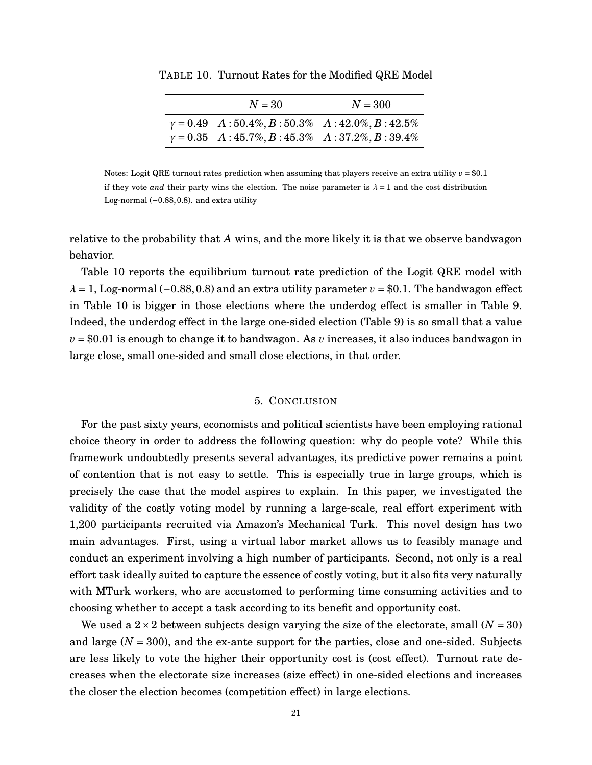TABLE 10. Turnout Rates for the Modified QRE Model

| | $N = 30$ | $N = 300$ |
|---|---|---|
| $\gamma = 0.49$ | $A : 50.4\%, B : 50.3\%$ | $A : 42.0\%, B : 42.5\%$ |
| $\gamma = 0.35$ | $A : 45.7\%, B : 45.3\%$ | $A : 37.2\%, B : 39.4\%$ |

Notes: Logit QRE turnout rates prediction when assuming that players receive an extra utility $v = \$0.1$ if they vote *and* their party wins the election. The noise parameter is $\lambda = 1$ and the cost distribution Log-normal $(-0.88, 0.8)$. and extra utility

relative to the probability that $A$ wins, and the more likely it is that we observe bandwagon behavior.

Table 10 reports the equilibrium turnout rate prediction of the Logit QRE model with $\lambda = 1$, Log-normal $(-0.88, 0.8)$ and an extra utility parameter $v = \$0.1$. The bandwagon effect in Table 10 is bigger in those elections where the underdog effect is smaller in Table 9. Indeed, the underdog effect in the large one-sided election (Table 9) is so small that a value $v = \$0.01$ is enough to change it to bandwagon. As $v$ increases, it also induces bandwagon in large close, small one-sided and small close elections, in that order.

## 5. Conclusion

For the past sixty years, economists and political scientists have been employing rational choice theory in order to address the following question: why do people vote? While this framework undoubtedly presents several advantages, its predictive power remains a point of contention that is not easy to settle. This is especially true in large groups, which is precisely the case that the model aspires to explain. In this paper, we investigated the validity of the costly voting model by running a large-scale, real effort experiment with 1,200 participants recruited via Amazon's Mechanical Turk. This novel design has two main advantages. First, using a virtual labor market allows us to feasibly manage and conduct an experiment involving a high number of participants. Second, not only is a real effort task ideally suited to capture the essence of costly voting, but it also fits very naturally with MTurk workers, who are accustomed to performing time consuming activities and to choosing whether to accept a task according to its benefit and opportunity cost.

We used a $2 \times 2$ between subjects design varying the size of the electorate, small ($N = 30$) and large ($N = 300$), and the ex-ante support for the parties, close and one-sided. Subjects are less likely to vote the higher their opportunity cost is (cost effect). Turnout rate decreases when the electorate size increases (size effect) in one-sided elections and increases the closer the election becomes (competition effect) in large elections.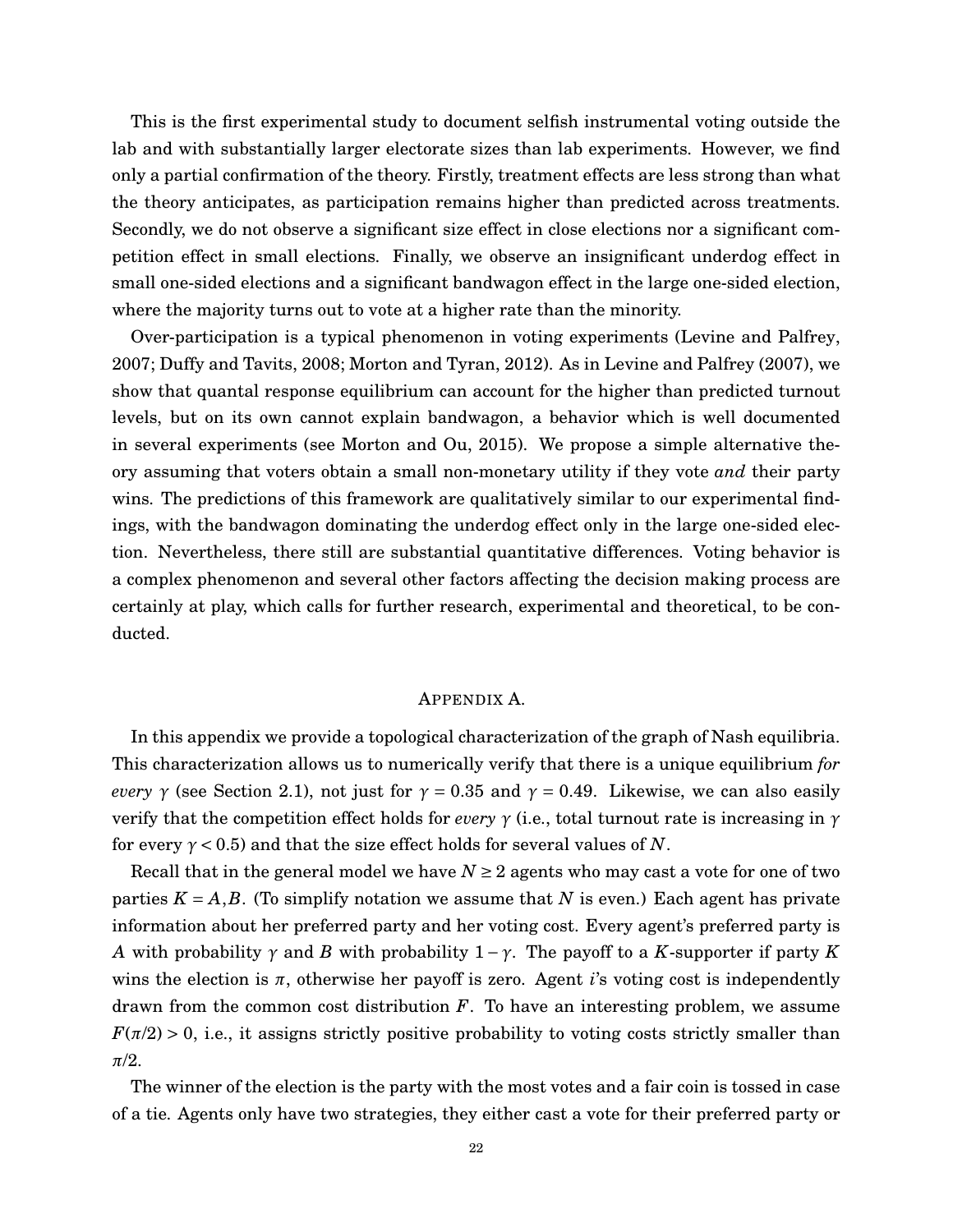This is the first experimental study to document selfish instrumental voting outside the lab and with substantially larger electorate sizes than lab experiments. However, we find only a partial confirmation of the theory. Firstly, treatment effects are less strong than what the theory anticipates, as participation remains higher than predicted across treatments. Secondly, we do not observe a significant size effect in close elections nor a significant competition effect in small elections. Finally, we observe an insignificant underdog effect in small one-sided elections and a significant bandwagon effect in the large one-sided election, where the majority turns out to vote at a higher rate than the minority.

Over-participation is a typical phenomenon in voting experiments (Levine and Palfrey, 2007; Duffy and Tavits, 2008; Morton and Tyran, 2012). As in Levine and Palfrey (2007), we show that quantal response equilibrium can account for the higher than predicted turnout levels, but on its own cannot explain bandwagon, a behavior which is well documented in several experiments (see Morton and Ou, 2015). We propose a simple alternative theory assuming that voters obtain a small non-monetary utility if they vote *and* their party wins. The predictions of this framework are qualitatively similar to our experimental findings, with the bandwagon dominating the underdog effect only in the large one-sided election. Nevertheless, there still are substantial quantitative differences. Voting behavior is a complex phenomenon and several other factors affecting the decision making process are certainly at play, which calls for further research, experimental and theoretical, to be conducted.

## Appendix A.

In this appendix we provide a topological characterization of the graph of Nash equilibria. This characterization allows us to numerically verify that there is a unique equilibrium *for every* $\gamma$ (see Section 2.1), not just for $\gamma = 0.35$ and $\gamma = 0.49$. Likewise, we can also easily verify that the competition effect holds for *every* $\gamma$ (i.e., total turnout rate is increasing in $\gamma$ for every $\gamma < 0.5$) and that the size effect holds for several values of $N$.

Recall that in the general model we have $N \geq 2$ agents who may cast a vote for one of two parties $K = A, B$. (To simplify notation we assume that $N$ is even.) Each agent has private information about her preferred party and her voting cost. Every agent's preferred party is $A$ with probability $\gamma$ and $B$ with probability $1 - \gamma$. The payoff to a $K$-supporter if party $K$ wins the election is $\pi$, otherwise her payoff is zero. Agent $i$'s voting cost is independently drawn from the common cost distribution $F$. To have an interesting problem, we assume $F(\pi/2) > 0$, i.e., it assigns strictly positive probability to voting costs strictly smaller than $\pi/2$.

The winner of the election is the party with the most votes and a fair coin is tossed in case of a tie. Agents only have two strategies, they either cast a vote for their preferred party or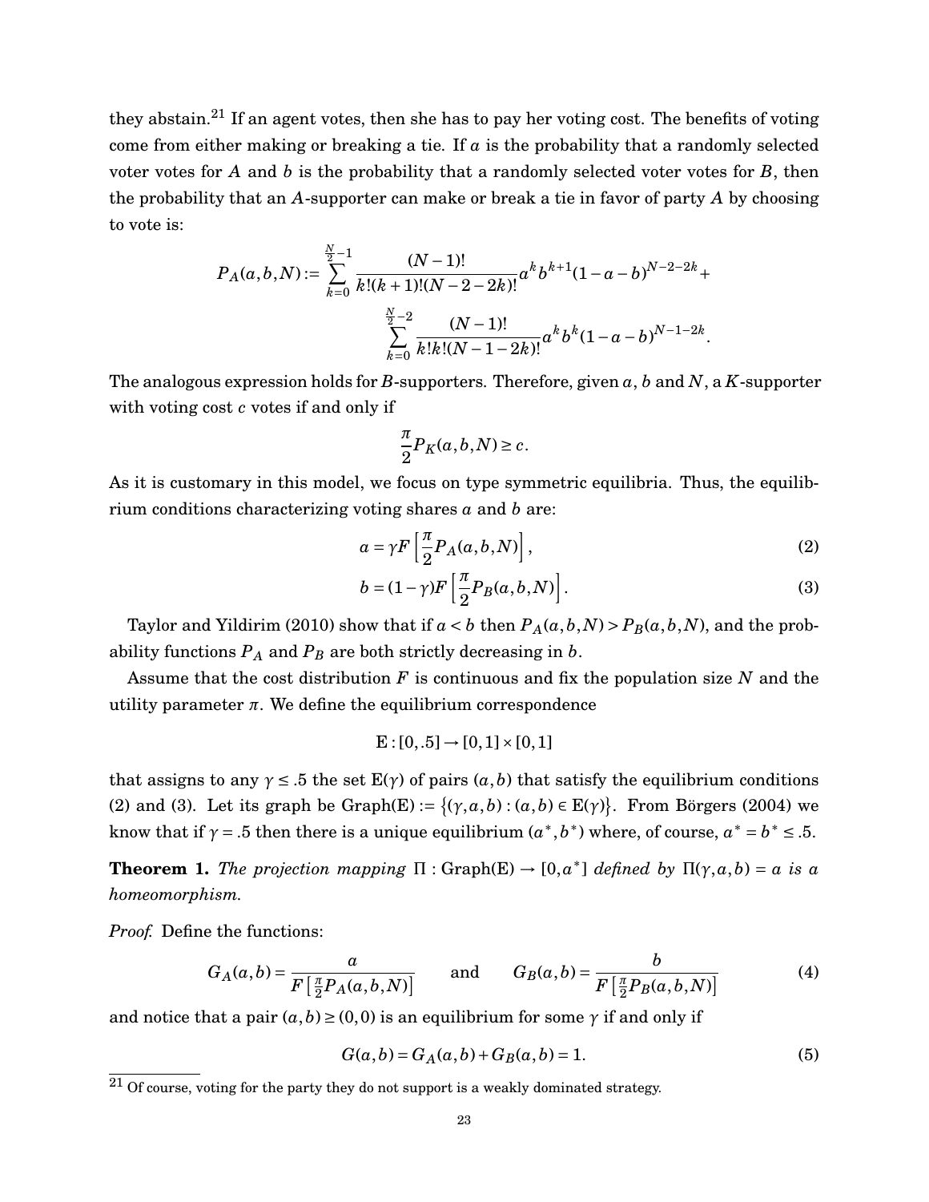they abstain.[21] If an agent votes, then she has to pay her voting cost. The benefits of voting come from either making or breaking a tie. If $a$ is the probability that a randomly selected voter votes for $A$ and $b$ is the probability that a randomly selected voter votes for $B$, then the probability that an $A$-supporter can make or break a tie in favor of party $A$ by choosing to vote is:

$$P_A(a,b,N) := \sum_{k=0}^{\frac{N}{2}-1} \frac{(N-1)!}{k!(k+1)!(N-2-2k)!} a^k b^{k+1} (1-a-b)^{N-2-2k} + \sum_{k=0}^{\frac{N}{2}-2} \frac{(N-1)!}{k!k!(N-1-2k)!} a^k b^k (1-a-b)^{N-1-2k}.$$

The analogous expression holds for $B$-supporters. Therefore, given $a$, $b$ and $N$, a $K$-supporter with voting cost $c$ votes if and only if

$$\frac{\pi}{2} P_K(a,b,N) \geq c.$$

As it is customary in this model, we focus on type symmetric equilibria. Thus, the equilibrium conditions characterizing voting shares $a$ and $b$ are:

$$a = \gamma F\left[\frac{\pi}{2} P_A(a,b,N)\right], \tag{2}$$

$$b = (1-\gamma) F\left[\frac{\pi}{2} P_B(a,b,N)\right]. \tag{3}$$

Taylor and Yildirim (2010) show that if $a < b$ then $P_A(a,b,N) > P_B(a,b,N)$, and the probability functions $P_A$ and $P_B$ are both strictly decreasing in $b$.

Assume that the cost distribution $F$ is continuous and fix the population size $N$ and the utility parameter $\pi$. We define the equilibrium correspondence

$$\mathrm{E} : [0, .5] \rightarrow [0,1] \times [0,1]$$

that assigns to any $\gamma \leq .5$ the set $\mathrm{E}(\gamma)$ of pairs $(a,b)$ that satisfy the equilibrium conditions (2) and (3). Let its graph be $\mathrm{Graph(E)} := \{(\gamma, a, b) : (a,b) \in \mathrm{E}(\gamma)\}$. From Börgers (2004) we know that if $\gamma = .5$ then there is a unique equilibrium $(a^*, b^*)$ where, of course, $a^* = b^* \leq .5$.

**Theorem 1.** *The projection mapping* $\Pi : \mathrm{Graph(E)} \rightarrow [0, a^*]$ *defined by* $\Pi(\gamma, a, b) = a$ *is a homeomorphism.*

*Proof.* Define the functions:

$$G_A(a,b) = \frac{a}{F\left[\frac{\pi}{2} P_A(a,b,N)\right]} \quad \text{and} \quad G_B(a,b) = \frac{b}{F\left[\frac{\pi}{2} P_B(a,b,N)\right]} \tag{4}$$

and notice that a pair $(a,b) \geq (0,0)$ is an equilibrium for some $\gamma$ if and only if

$$G(a,b) = G_A(a,b) + G_B(a,b) = 1. \tag{5}$$

[21] Of course, voting for the party they do not support is a weakly dominated strategy.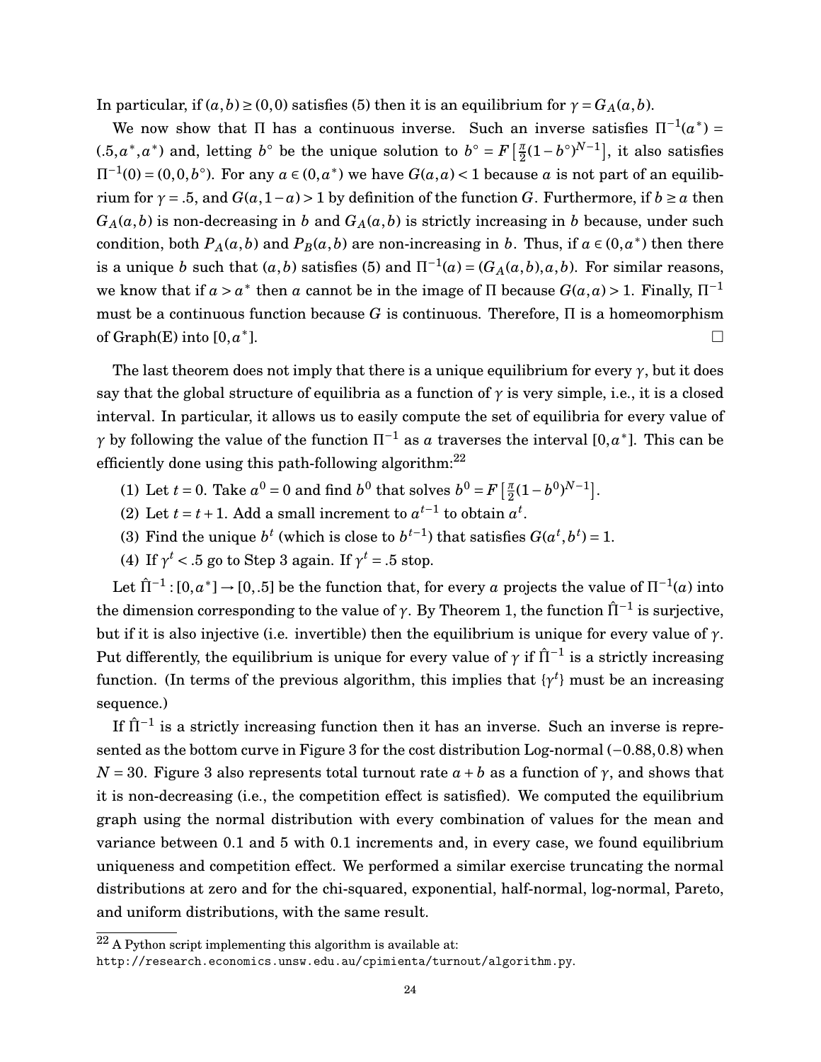In particular, if $(a,b) \geq (0,0)$ satisfies (5) then it is an equilibrium for $\gamma = G_A(a,b)$.

We now show that $\Pi$ has a continuous inverse. Such an inverse satisfies $\Pi^{-1}(a^*) = (.5, a^*, a^*)$ and, letting $b^\circ$ be the unique solution to $b^\circ = F\left[\frac{\pi}{2}(1-b^\circ)^{N-1}\right]$, it also satisfies $\Pi^{-1}(0) = (0,0,b^\circ)$. For any $a \in (0,a^*)$ we have $G(a,a) < 1$ because $a$ is not part of an equilibrium for $\gamma = .5$, and $G(a,1-a) > 1$ by definition of the function $G$. Furthermore, if $b \geq a$ then $G_A(a,b)$ is non-decreasing in $b$ and $G_A(a,b)$ is strictly increasing in $b$ because, under such condition, both $P_A(a,b)$ and $P_B(a,b)$ are non-increasing in $b$. Thus, if $a \in (0,a^*)$ then there is a unique $b$ such that $(a,b)$ satisfies (5) and $\Pi^{-1}(a) = (G_A(a,b),a,b)$. For similar reasons, we know that if $a > a^*$ then $a$ cannot be in the image of $\Pi$ because $G(a,a) > 1$. Finally, $\Pi^{-1}$ must be a continuous function because $G$ is continuous. Therefore, $\Pi$ is a homeomorphism of Graph(E) into $[0,a^*]$. □

The last theorem does not imply that there is a unique equilibrium for every $\gamma$, but it does say that the global structure of equilibria as a function of $\gamma$ is very simple, i.e., it is a closed interval. In particular, it allows us to easily compute the set of equilibria for every value of $\gamma$ by following the value of the function $\Pi^{-1}$ as $a$ traverses the interval $[0,a^*]$. This can be efficiently done using this path-following algorithm:[22]

(1) Let $t = 0$. Take $a^0 = 0$ and find $b^0$ that solves $b^0 = F\left[\frac{\pi}{2}(1-b^0)^{N-1}\right]$.
(2) Let $t = t+1$. Add a small increment to $a^{t-1}$ to obtain $a^t$.
(3) Find the unique $b^t$ (which is close to $b^{t-1}$) that satisfies $G(a^t,b^t) = 1$.
(4) If $\gamma^t < .5$ go to Step 3 again. If $\gamma^t = .5$ stop.

Let $\hat{\Pi}^{-1} : [0,a^*] \to [0,.5]$ be the function that, for every $a$ projects the value of $\Pi^{-1}(a)$ into the dimension corresponding to the value of $\gamma$. By Theorem 1, the function $\hat{\Pi}^{-1}$ is surjective, but if it is also injective (i.e. invertible) then the equilibrium is unique for every value of $\gamma$. Put differently, the equilibrium is unique for every value of $\gamma$ if $\hat{\Pi}^{-1}$ is a strictly increasing function. (In terms of the previous algorithm, this implies that $\{\gamma^t\}$ must be an increasing sequence.)

If $\hat{\Pi}^{-1}$ is a strictly increasing function then it has an inverse. Such an inverse is represented as the bottom curve in Figure 3 for the cost distribution Log-normal $(-0.88, 0.8)$ when $N = 30$. Figure 3 also represents total turnout rate $a+b$ as a function of $\gamma$, and shows that it is non-decreasing (i.e., the competition effect is satisfied). We computed the equilibrium graph using the normal distribution with every combination of values for the mean and variance between 0.1 and 5 with 0.1 increments and, in every case, we found equilibrium uniqueness and competition effect. We performed a similar exercise truncating the normal distributions at zero and for the chi-squared, exponential, half-normal, log-normal, Pareto, and uniform distributions, with the same result.

[22] A Python script implementing this algorithm is available at: http://research.economics.unsw.edu.au/cpimienta/turnout/algorithm.py.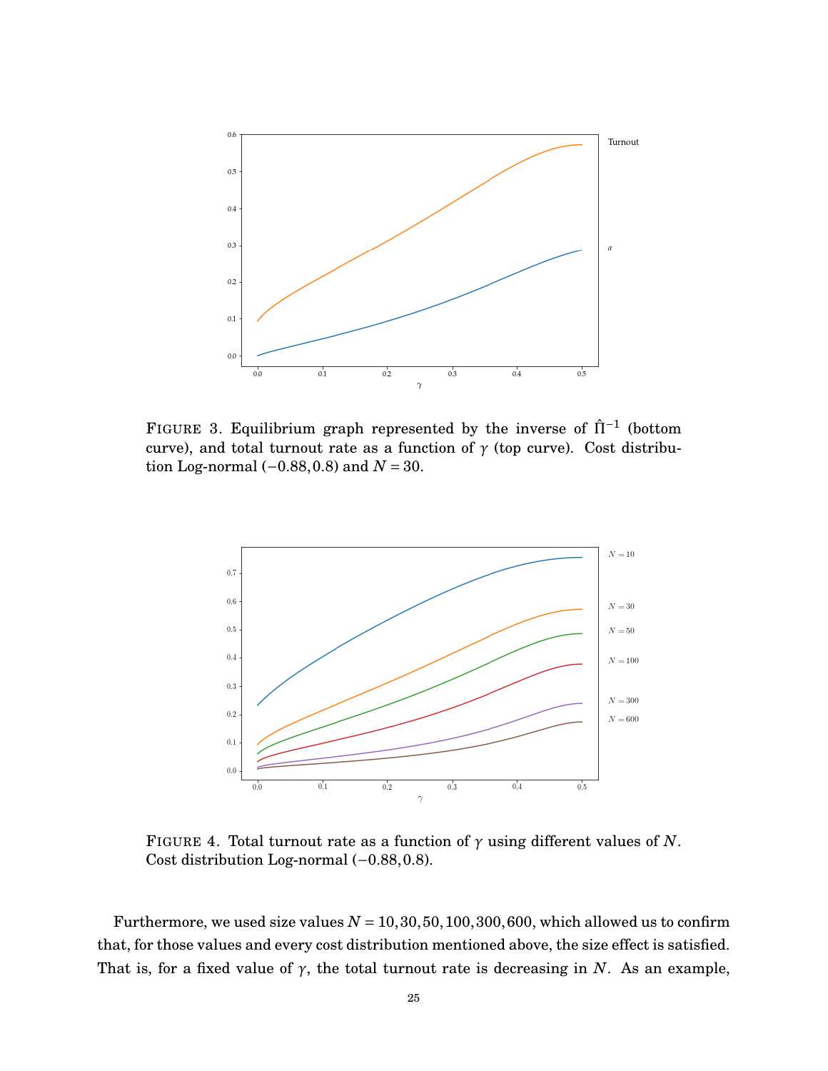0.6
0.5
0.4
0.3
0.2
0.1
0.0
0.0 0.1 0.2 0.3 0.4 0.5
$\gamma$
Turnout
$a$

FIGURE 3. Equilibrium graph represented by the inverse of $\hat{\Pi}^{-1}$ (bottom curve), and total turnout rate as a function of $\gamma$ (top curve). Cost distribution Log-normal $(-0.88, 0.8)$ and $N = 30$.

0.7
0.6
0.5
0.4
0.3
0.2
0.1
0.0
0.0 0.1 0.2 0.3 0.4 0.5
$\gamma$
$N = 10$
$N = 30$
$N = 50$
$N = 100$
$N = 300$
$N = 600$

FIGURE 4. Total turnout rate as a function of $\gamma$ using different values of $N$. Cost distribution Log-normal $(-0.88, 0.8)$.

Furthermore, we used size values $N = 10, 30, 50, 100, 300, 600$, which allowed us to confirm that, for those values and every cost distribution mentioned above, the size effect is satisfied. That is, for a fixed value of $\gamma$, the total turnout rate is decreasing in $N$. As an example,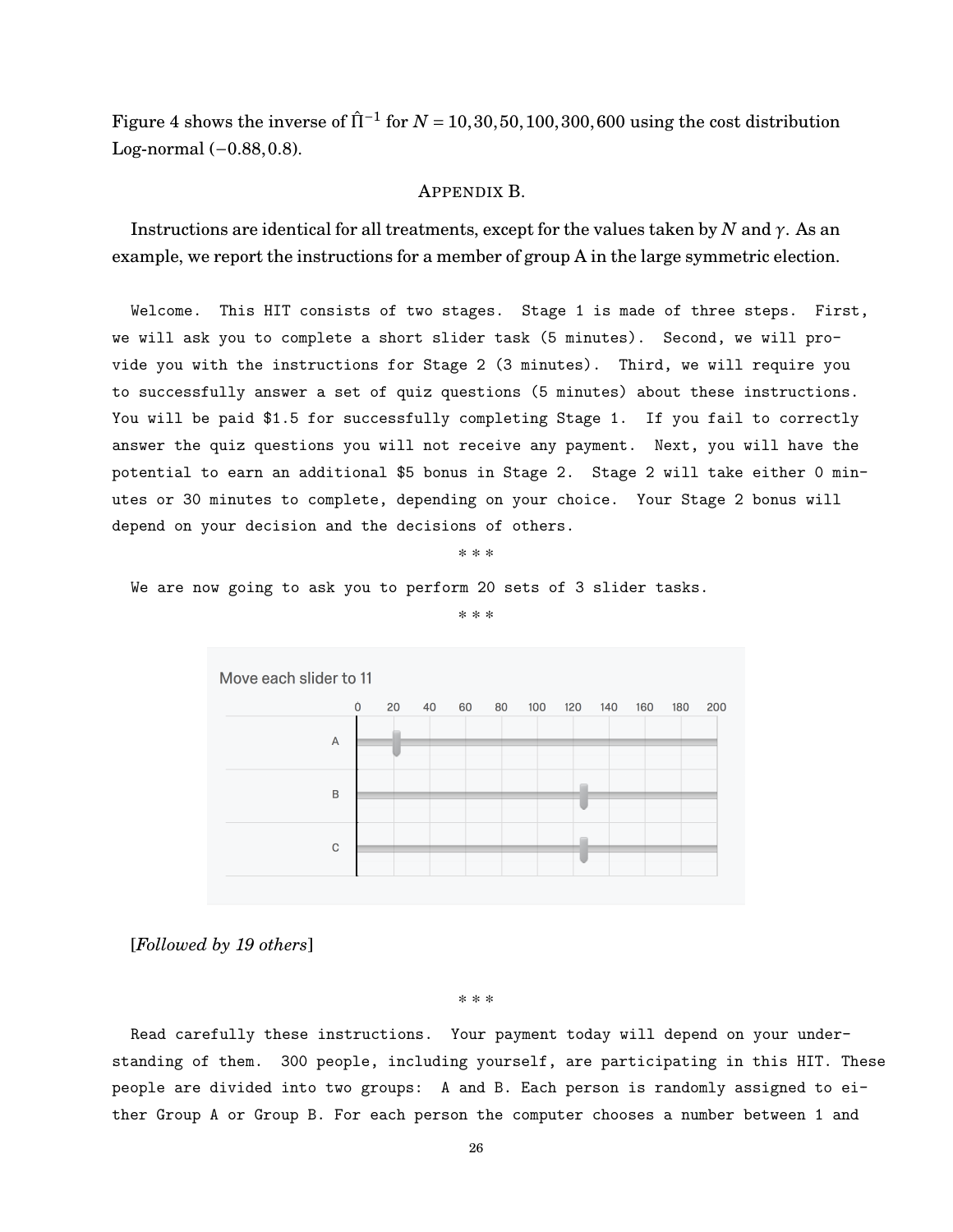Figure 4 shows the inverse of $\hat{\Pi}^{-1}$ for $N = 10, 30, 50, 100, 300, 600$ using the cost distribution Log-normal $(-0.88, 0.8)$.

## Appendix B.

Instructions are identical for all treatments, except for the values taken by $N$ and $\gamma$. As an example, we report the instructions for a member of group A in the large symmetric election.

```
Welcome. This HIT consists of two stages. Stage 1 is made of three steps. First,
we will ask you to complete a short slider task (5 minutes). Second, we will pro-
vide you with the instructions for Stage 2 (3 minutes). Third, we will require you
to successfully answer a set of quiz questions (5 minutes) about these instructions.
You will be paid $1.5 for successfully completing Stage 1. If you fail to correctly
answer the quiz questions you will not receive any payment. Next, you will have the
potential to earn an additional $5 bonus in Stage 2. Stage 2 will take either 0 min-
utes or 30 minutes to complete, depending on your choice. Your Stage 2 bonus will
depend on your decision and the decisions of others.
```

\* \* \*

```
We are now going to ask you to perform 20 sets of 3 slider tasks.
```

\* \* \*

Move each slider to 11

0 20 40 60 80 100 120 140 160 180 200

A

B

C

[*Followed by 19 others*]

\* \* \*

```
Read carefully these instructions. Your payment today will depend on your under-
standing of them. 300 people, including yourself, are participating in this HIT. These
people are divided into two groups: A and B. Each person is randomly assigned to ei-
ther Group A or Group B. For each person the computer chooses a number between 1 and
```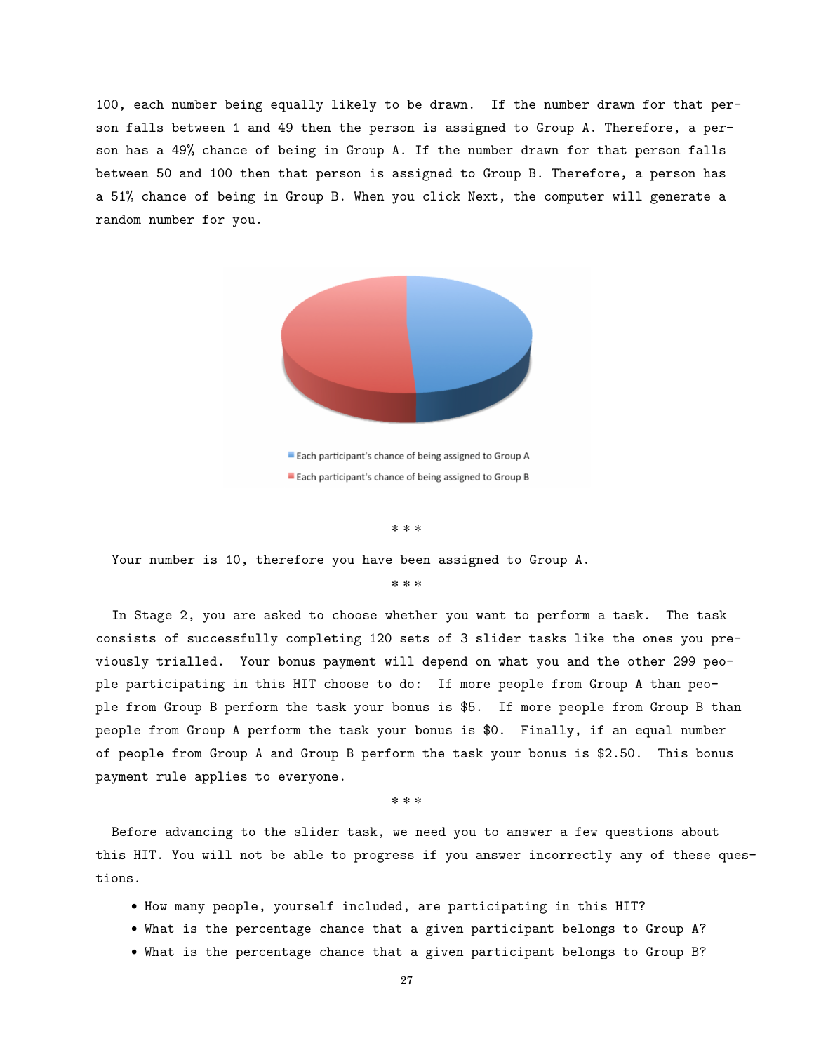100, each number being equally likely to be drawn. If the number drawn for that person falls between 1 and 49 then the person is assigned to Group A. Therefore, a person has a 49% chance of being in Group A. If the number drawn for that person falls between 50 and 100 then that person is assigned to Group B. Therefore, a person has a 51% chance of being in Group B. When you click Next, the computer will generate a random number for you.

Each participant's chance of being assigned to Group A

Each participant's chance of being assigned to Group B

\* \* \*

Your number is 10, therefore you have been assigned to Group A.

\* \* \*

In Stage 2, you are asked to choose whether you want to perform a task. The task consists of successfully completing 120 sets of 3 slider tasks like the ones you previously trialled. Your bonus payment will depend on what you and the other 299 people participating in this HIT choose to do: If more people from Group A than people from Group B perform the task your bonus is $5. If more people from Group B than people from Group A perform the task your bonus is $0. Finally, if an equal number of people from Group A and Group B perform the task your bonus is $2.50. This bonus payment rule applies to everyone.

\* \* \*

Before advancing to the slider task, we need you to answer a few questions about this HIT. You will not be able to progress if you answer incorrectly any of these questions.

- How many people, yourself included, are participating in this HIT?
- What is the percentage chance that a given participant belongs to Group A?
- What is the percentage chance that a given participant belongs to Group B?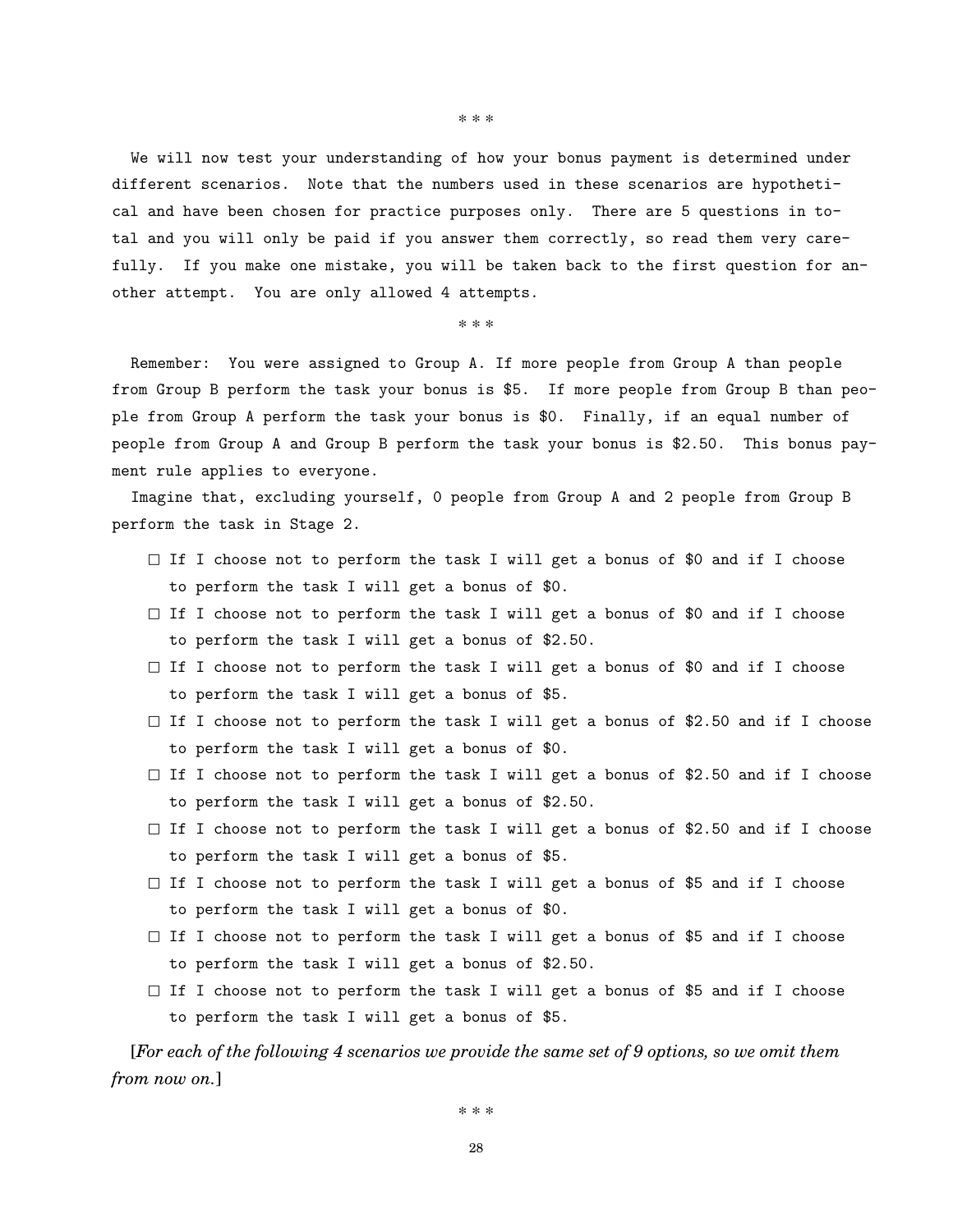\* \* \*

We will now test your understanding of how your bonus payment is determined under different scenarios. Note that the numbers used in these scenarios are hypothetical and have been chosen for practice purposes only. There are 5 questions in total and you will only be paid if you answer them correctly, so read them very carefully. If you make one mistake, you will be taken back to the first question for another attempt. You are only allowed 4 attempts.

\* \* \*

Remember: You were assigned to Group A. If more people from Group A than people from Group B perform the task your bonus is $5. If more people from Group B than people from Group A perform the task your bonus is $0. Finally, if an equal number of people from Group A and Group B perform the task your bonus is $2.50. This bonus payment rule applies to everyone.

Imagine that, excluding yourself, 0 people from Group A and 2 people from Group B perform the task in Stage 2.

- ☐ If I choose not to perform the task I will get a bonus of $0 and if I choose to perform the task I will get a bonus of $0.
- ☐ If I choose not to perform the task I will get a bonus of $0 and if I choose to perform the task I will get a bonus of $2.50.
- ☐ If I choose not to perform the task I will get a bonus of $0 and if I choose to perform the task I will get a bonus of $5.
- ☐ If I choose not to perform the task I will get a bonus of $2.50 and if I choose to perform the task I will get a bonus of $0.
- ☐ If I choose not to perform the task I will get a bonus of $2.50 and if I choose to perform the task I will get a bonus of $2.50.
- ☐ If I choose not to perform the task I will get a bonus of $2.50 and if I choose to perform the task I will get a bonus of $5.
- ☐ If I choose not to perform the task I will get a bonus of $5 and if I choose to perform the task I will get a bonus of $0.
- ☐ If I choose not to perform the task I will get a bonus of $5 and if I choose to perform the task I will get a bonus of $2.50.
- ☐ If I choose not to perform the task I will get a bonus of $5 and if I choose to perform the task I will get a bonus of $5.

[*For each of the following 4 scenarios we provide the same set of 9 options, so we omit them from now on.*]

\* \* \*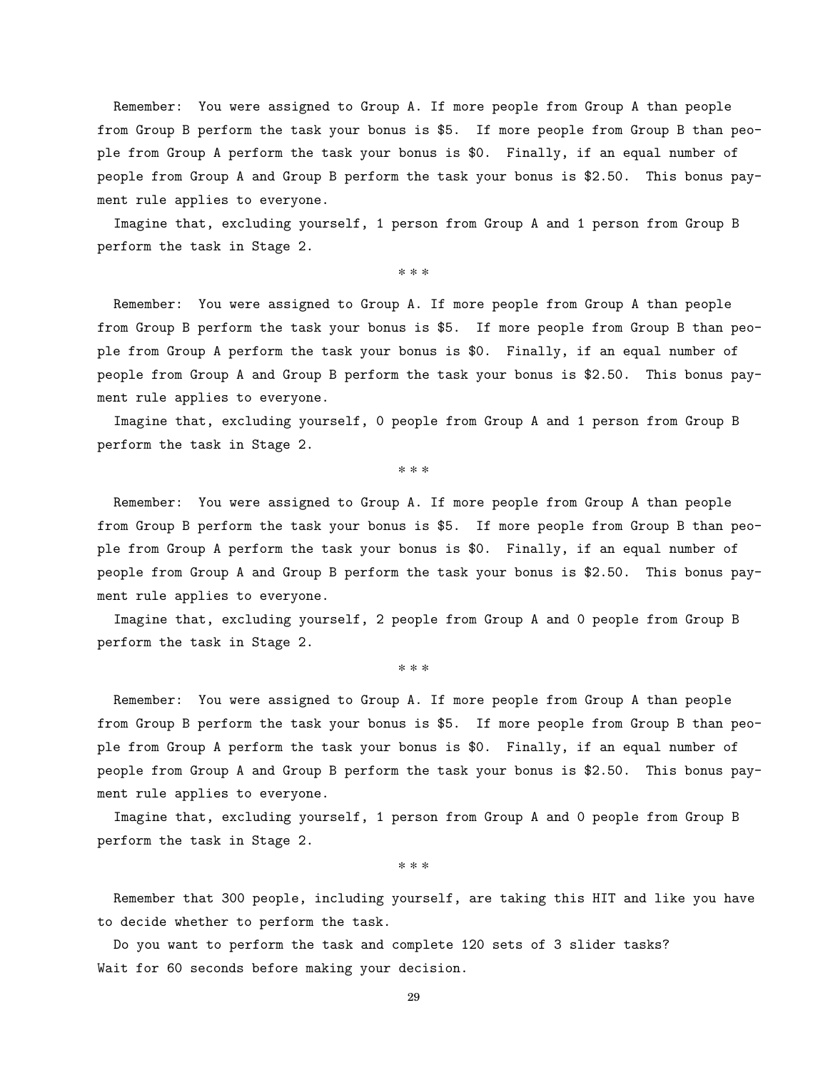Remember: You were assigned to Group A. If more people from Group A than people from Group B perform the task your bonus is $5. If more people from Group B than people from Group A perform the task your bonus is $0. Finally, if an equal number of people from Group A and Group B perform the task your bonus is $2.50. This bonus payment rule applies to everyone.

Imagine that, excluding yourself, 1 person from Group A and 1 person from Group B perform the task in Stage 2.

\* \* \*

Remember: You were assigned to Group A. If more people from Group A than people from Group B perform the task your bonus is $5. If more people from Group B than people from Group A perform the task your bonus is $0. Finally, if an equal number of people from Group A and Group B perform the task your bonus is $2.50. This bonus payment rule applies to everyone.

Imagine that, excluding yourself, 0 people from Group A and 1 person from Group B perform the task in Stage 2.

\* \* \*

Remember: You were assigned to Group A. If more people from Group A than people from Group B perform the task your bonus is $5. If more people from Group B than people from Group A perform the task your bonus is $0. Finally, if an equal number of people from Group A and Group B perform the task your bonus is $2.50. This bonus payment rule applies to everyone.

Imagine that, excluding yourself, 2 people from Group A and 0 people from Group B perform the task in Stage 2.

\* \* \*

Remember: You were assigned to Group A. If more people from Group A than people from Group B perform the task your bonus is $5. If more people from Group B than people from Group A perform the task your bonus is $0. Finally, if an equal number of people from Group A and Group B perform the task your bonus is $2.50. This bonus payment rule applies to everyone.

Imagine that, excluding yourself, 1 person from Group A and 0 people from Group B perform the task in Stage 2.

\* \* \*

Remember that 300 people, including yourself, are taking this HIT and like you have to decide whether to perform the task.

Do you want to perform the task and complete 120 sets of 3 slider tasks?
Wait for 60 seconds before making your decision.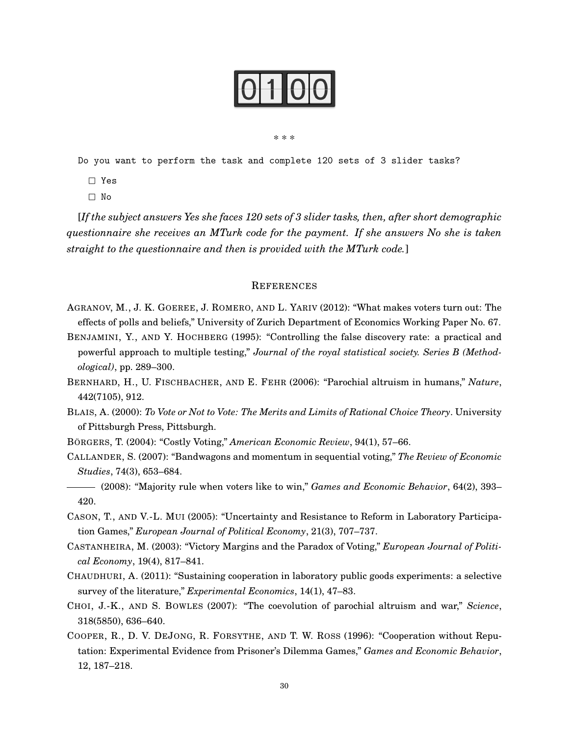0100

\* \* \*

```
Do you want to perform the task and complete 120 sets of 3 slider tasks?
```

☐ Yes

☐ No

[*If the subject answers Yes she faces 120 sets of 3 slider tasks, then, after short demographic questionnaire she receives an MTurk code for the payment. If she answers No she is taken straight to the questionnaire and then is provided with the MTurk code.*]

## References

AGRANOV, M., J. K. GOEREE, J. ROMERO, AND L. YARIV (2012): "What makes voters turn out: The effects of polls and beliefs," University of Zurich Department of Economics Working Paper No. 67.

BENJAMINI, Y., AND Y. HOCHBERG (1995): "Controlling the false discovery rate: a practical and powerful approach to multiple testing," *Journal of the royal statistical society. Series B (Methodological)*, pp. 289–300.

BERNHARD, H., U. FISCHBACHER, AND E. FEHR (2006): "Parochial altruism in humans," *Nature*, 442(7105), 912.

BLAIS, A. (2000): *To Vote or Not to Vote: The Merits and Limits of Rational Choice Theory*. University of Pittsburgh Press, Pittsburgh.

BÖRGERS, T. (2004): "Costly Voting," *American Economic Review*, 94(1), 57–66.

CALLANDER, S. (2007): "Bandwagons and momentum in sequential voting," *The Review of Economic Studies*, 74(3), 653–684.

——— (2008): "Majority rule when voters like to win," *Games and Economic Behavior*, 64(2), 393–420.

CASON, T., AND V.-L. MUI (2005): "Uncertainty and Resistance to Reform in Laboratory Participation Games," *European Journal of Political Economy*, 21(3), 707–737.

CASTANHEIRA, M. (2003): "Victory Margins and the Paradox of Voting," *European Journal of Political Economy*, 19(4), 817–841.

CHAUDHURI, A. (2011): "Sustaining cooperation in laboratory public goods experiments: a selective survey of the literature," *Experimental Economics*, 14(1), 47–83.

CHOI, J.-K., AND S. BOWLES (2007): "The coevolution of parochial altruism and war," *Science*, 318(5850), 636–640.

COOPER, R., D. V. DEJONG, R. FORSYTHE, AND T. W. ROSS (1996): "Cooperation without Reputation: Experimental Evidence from Prisoner's Dilemma Games," *Games and Economic Behavior*, 12, 187–218.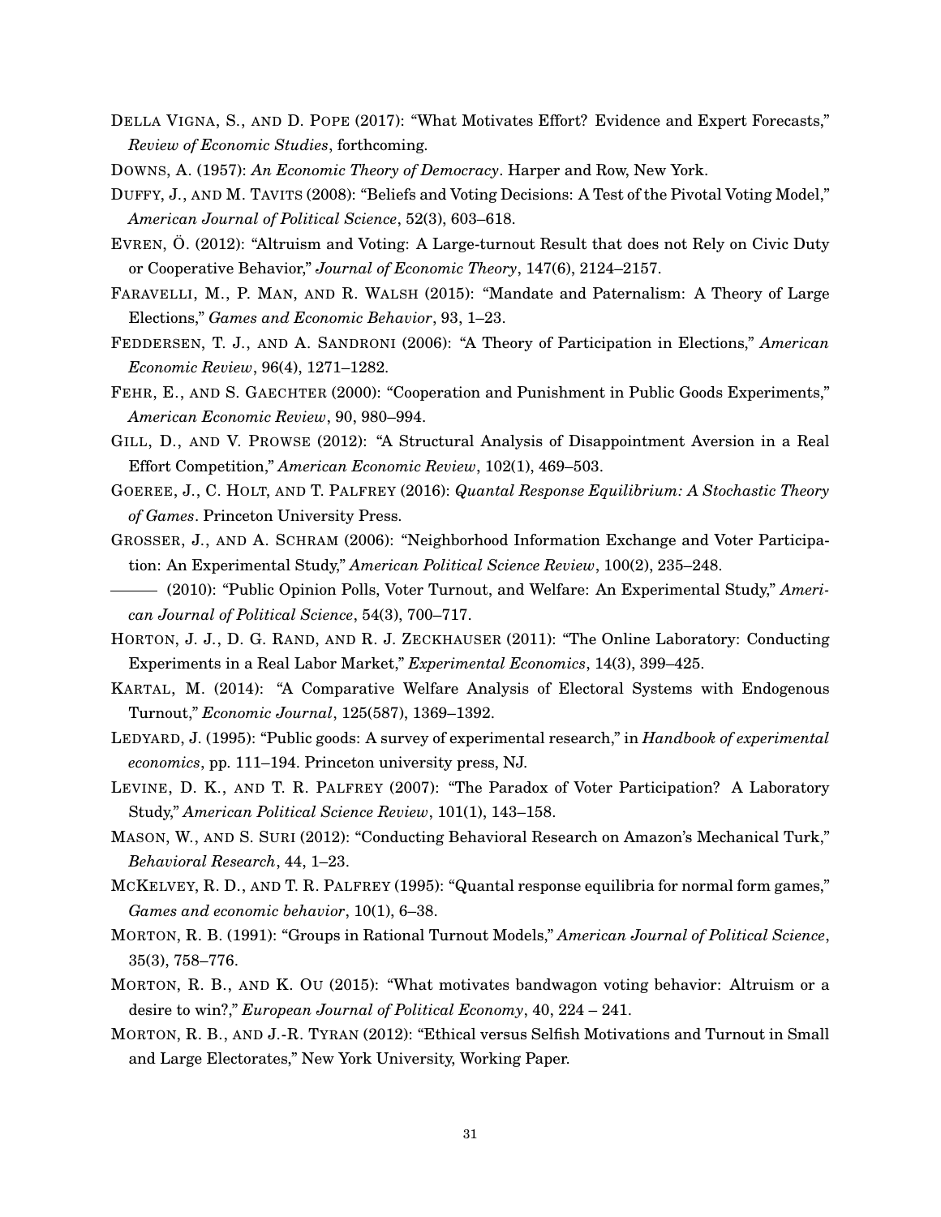DELLA VIGNA, S., AND D. POPE (2017): "What Motivates Effort? Evidence and Expert Forecasts," *Review of Economic Studies*, forthcoming.

DOWNS, A. (1957): *An Economic Theory of Democracy*. Harper and Row, New York.

DUFFY, J., AND M. TAVITS (2008): "Beliefs and Voting Decisions: A Test of the Pivotal Voting Model," *American Journal of Political Science*, 52(3), 603–618.

EVREN, Ö. (2012): "Altruism and Voting: A Large-turnout Result that does not Rely on Civic Duty or Cooperative Behavior," *Journal of Economic Theory*, 147(6), 2124–2157.

FARAVELLI, M., P. MAN, AND R. WALSH (2015): "Mandate and Paternalism: A Theory of Large Elections," *Games and Economic Behavior*, 93, 1–23.

FEDDERSEN, T. J., AND A. SANDRONI (2006): "A Theory of Participation in Elections," *American Economic Review*, 96(4), 1271–1282.

FEHR, E., AND S. GAECHTER (2000): "Cooperation and Punishment in Public Goods Experiments," *American Economic Review*, 90, 980–994.

GILL, D., AND V. PROWSE (2012): "A Structural Analysis of Disappointment Aversion in a Real Effort Competition," *American Economic Review*, 102(1), 469–503.

GOEREE, J., C. HOLT, AND T. PALFREY (2016): *Quantal Response Equilibrium: A Stochastic Theory of Games*. Princeton University Press.

GROSSER, J., AND A. SCHRAM (2006): "Neighborhood Information Exchange and Voter Participation: An Experimental Study," *American Political Science Review*, 100(2), 235–248.

——— (2010): "Public Opinion Polls, Voter Turnout, and Welfare: An Experimental Study," *American Journal of Political Science*, 54(3), 700–717.

HORTON, J. J., D. G. RAND, AND R. J. ZECKHAUSER (2011): "The Online Laboratory: Conducting Experiments in a Real Labor Market," *Experimental Economics*, 14(3), 399–425.

KARTAL, M. (2014): "A Comparative Welfare Analysis of Electoral Systems with Endogenous Turnout," *Economic Journal*, 125(587), 1369–1392.

LEDYARD, J. (1995): "Public goods: A survey of experimental research," in *Handbook of experimental economics*, pp. 111–194. Princeton university press, NJ.

LEVINE, D. K., AND T. R. PALFREY (2007): "The Paradox of Voter Participation? A Laboratory Study," *American Political Science Review*, 101(1), 143–158.

MASON, W., AND S. SURI (2012): "Conducting Behavioral Research on Amazon's Mechanical Turk," *Behavioral Research*, 44, 1–23.

MCKELVEY, R. D., AND T. R. PALFREY (1995): "Quantal response equilibria for normal form games," *Games and economic behavior*, 10(1), 6–38.

MORTON, R. B. (1991): "Groups in Rational Turnout Models," *American Journal of Political Science*, 35(3), 758–776.

MORTON, R. B., AND K. OU (2015): "What motivates bandwagon voting behavior: Altruism or a desire to win?," *European Journal of Political Economy*, 40, 224 – 241.

MORTON, R. B., AND J.-R. TYRAN (2012): "Ethical versus Selfish Motivations and Turnout in Small and Large Electorates," New York University, Working Paper.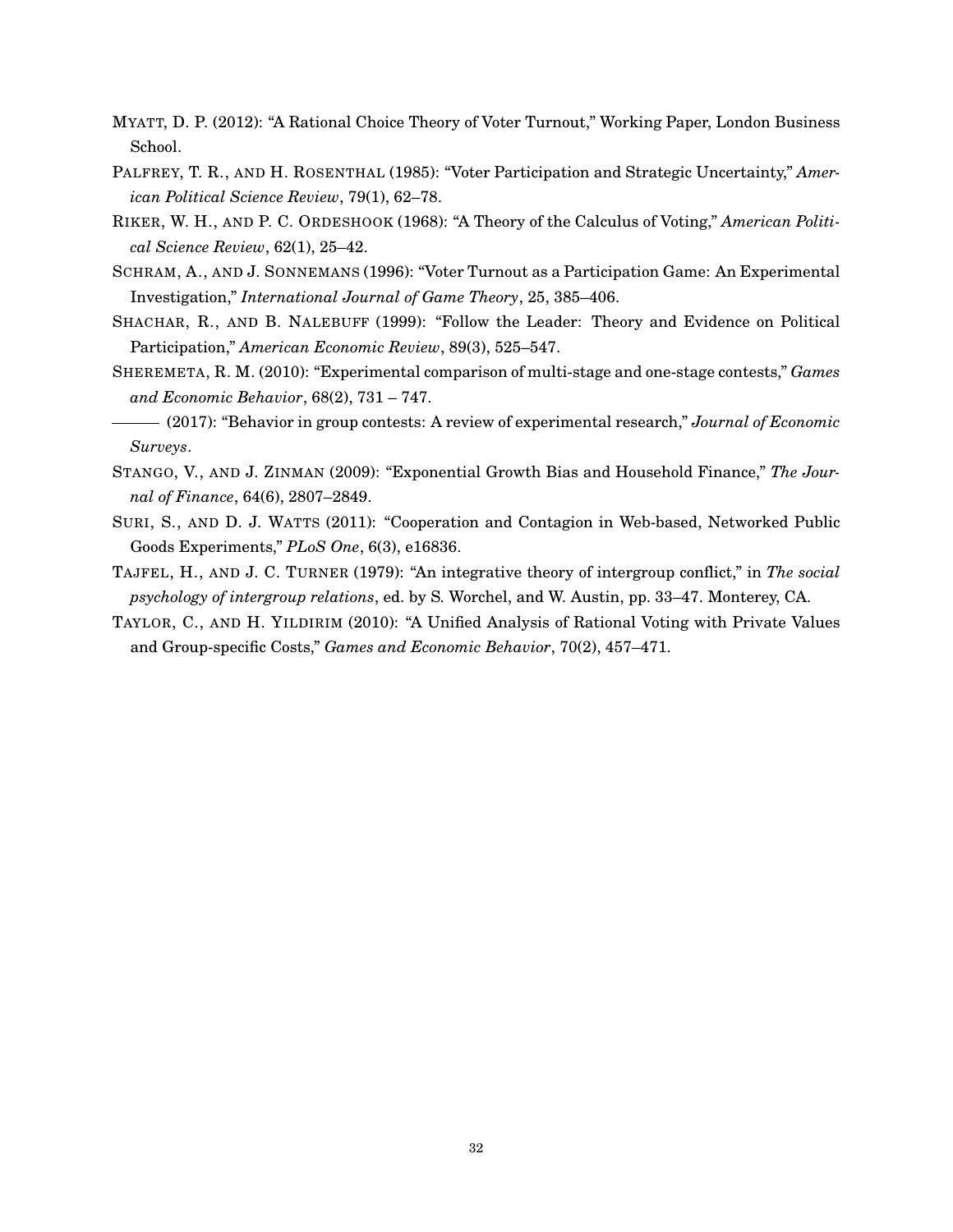MYATT, D. P. (2012): "A Rational Choice Theory of Voter Turnout," Working Paper, London Business School.

PALFREY, T. R., AND H. ROSENTHAL (1985): "Voter Participation and Strategic Uncertainty," *American Political Science Review*, 79(1), 62–78.

RIKER, W. H., AND P. C. ORDESHOOK (1968): "A Theory of the Calculus of Voting," *American Political Science Review*, 62(1), 25–42.

SCHRAM, A., AND J. SONNEMANS (1996): "Voter Turnout as a Participation Game: An Experimental Investigation," *International Journal of Game Theory*, 25, 385–406.

SHACHAR, R., AND B. NALEBUFF (1999): "Follow the Leader: Theory and Evidence on Political Participation," *American Economic Review*, 89(3), 525–547.

SHEREMETA, R. M. (2010): "Experimental comparison of multi-stage and one-stage contests," *Games and Economic Behavior*, 68(2), 731 – 747.

——— (2017): "Behavior in group contests: A review of experimental research," *Journal of Economic Surveys*.

STANGO, V., AND J. ZINMAN (2009): "Exponential Growth Bias and Household Finance," *The Journal of Finance*, 64(6), 2807–2849.

SURI, S., AND D. J. WATTS (2011): "Cooperation and Contagion in Web-based, Networked Public Goods Experiments," *PLoS One*, 6(3), e16836.

TAJFEL, H., AND J. C. TURNER (1979): "An integrative theory of intergroup conflict," in *The social psychology of intergroup relations*, ed. by S. Worchel, and W. Austin, pp. 33–47. Monterey, CA.

TAYLOR, C., AND H. YILDIRIM (2010): "A Unified Analysis of Rational Voting with Private Values and Group-specific Costs," *Games and Economic Behavior*, 70(2), 457–471.